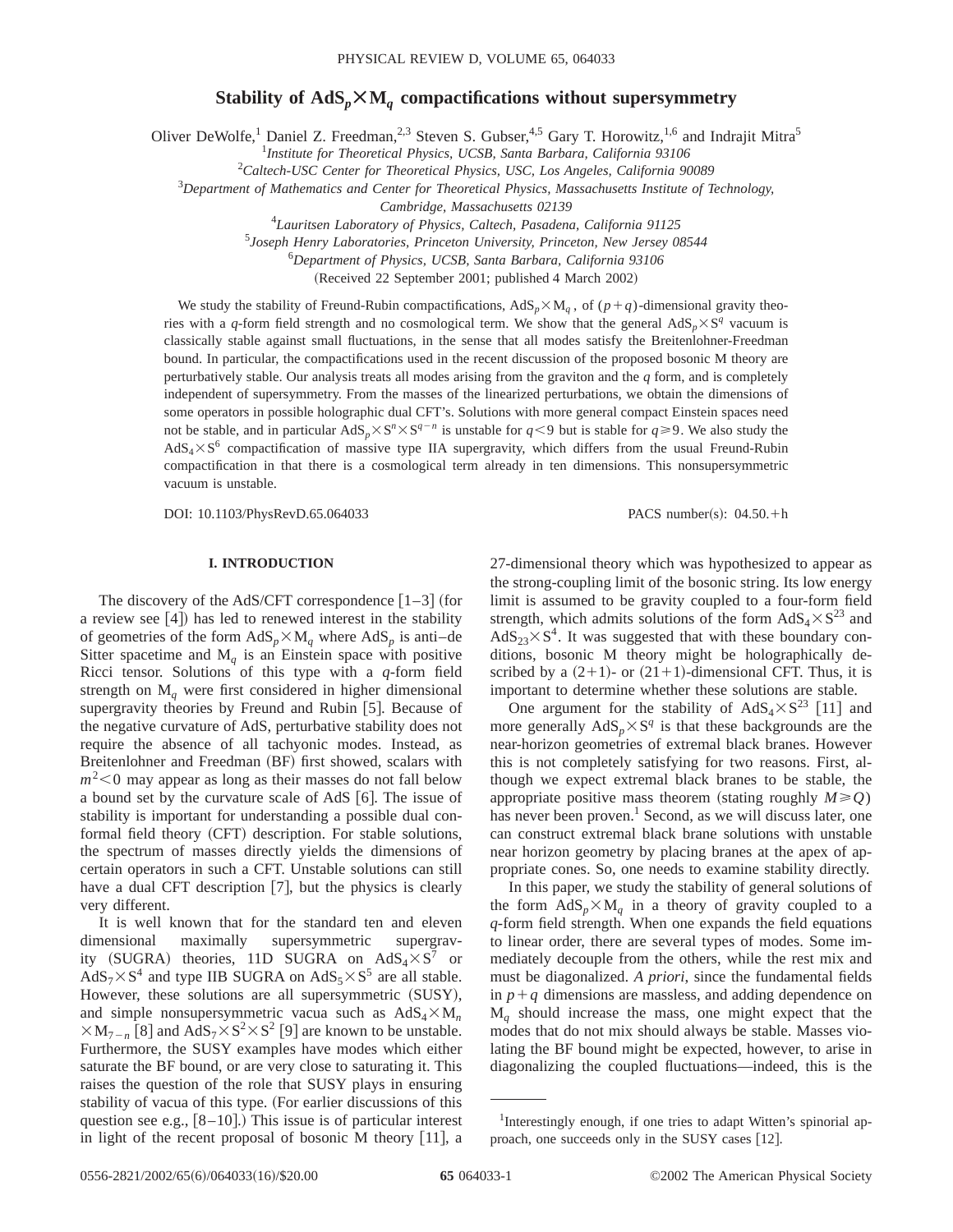# Stability of $\mathrm{AdS}_p \times \mathrm{M}_q$ compactifications without supersymmetry

Oliver DeWolfe,[1] Daniel Z. Freedman,[2,3] Steven S. Gubser,[4,5] Gary T. Horowitz,[1,6] and Indrajit Mitra[5]

[1] *Institute for Theoretical Physics, UCSB, Santa Barbara, California 93106*

[2] *Caltech-USC Center for Theoretical Physics, USC, Los Angeles, California 90089*

[3] *Department of Mathematics and Center for Theoretical Physics, Massachusetts Institute of Technology, Cambridge, Massachusetts 02139*

[4] *Lauritsen Laboratory of Physics, Caltech, Pasadena, California 91125*

[5] *Joseph Henry Laboratories, Princeton University, Princeton, New Jersey 08544*

[6] *Department of Physics, UCSB, Santa Barbara, California 93106*

(Received 22 September 2001; published 4 March 2002)

We study the stability of Freund-Rubin compactifications, $\mathrm{AdS}_p \times \mathrm{M}_q$, of $(p+q)$-dimensional gravity theories with a $q$-form field strength and no cosmological term. We show that the general $\mathrm{AdS}_p \times \mathrm{S}^q$ vacuum is classically stable against small fluctuations, in the sense that all modes satisfy the Breitenlohner-Freedman bound. In particular, the compactifications used in the recent discussion of the proposed bosonic M theory are perturbatively stable. Our analysis treats all modes arising from the graviton and the $q$ form, and is completely independent of supersymmetry. From the masses of the linearized perturbations, we obtain the dimensions of some operators in possible holographic dual CFT's. Solutions with more general compact Einstein spaces need not be stable, and in particular $\mathrm{AdS}_p \times \mathrm{S}^n \times \mathrm{S}^{q-n}$ is unstable for $q<9$ but is stable for $q \geqslant 9$. We also study the $\mathrm{AdS}_4 \times \mathrm{S}^6$ compactification of massive type IIA supergravity, which differs from the usual Freund-Rubin compactification in that there is a cosmological term already in ten dimensions. This nonsupersymmetric vacuum is unstable.

DOI: 10.1103/PhysRevD.65.064033 PACS number(s): 04.50.+h

## I. INTRODUCTION

The discovery of the AdS/CFT correspondence [1–3] (for a review see [4]) has led to renewed interest in the stability of geometries of the form $\mathrm{AdS}_p \times \mathrm{M}_q$ where $\mathrm{AdS}_p$ is anti–de Sitter spacetime and $\mathrm{M}_q$ is an Einstein space with positive Ricci tensor. Solutions of this type with a $q$-form field strength on $\mathrm{M}_q$ were first considered in higher dimensional supergravity theories by Freund and Rubin [5]. Because of the negative curvature of AdS, perturbative stability does not require the absence of all tachyonic modes. Instead, as Breitenlohner and Freedman (BF) first showed, scalars with $m^2<0$ may appear as long as their masses do not fall below a bound set by the curvature scale of AdS [6]. The issue of stability is important for understanding a possible dual conformal field theory (CFT) description. For stable solutions, the spectrum of masses directly yields the dimensions of certain operators in such a CFT. Unstable solutions can still have a dual CFT description [7], but the physics is clearly very different.

It is well known that for the standard ten and eleven dimensional maximally supersymmetric supergravity (SUGRA) theories, 11D SUGRA on $\mathrm{AdS}_4 \times \mathrm{S}^7$ or $\mathrm{AdS}_7 \times \mathrm{S}^4$ and type IIB SUGRA on $\mathrm{AdS}_5 \times \mathrm{S}^5$ are all stable. However, these solutions are all supersymmetric (SUSY), and simple nonsupersymmetric vacua such as $\mathrm{AdS}_4 \times \mathrm{M}_n \times \mathrm{M}_{7-n}$ [8] and $\mathrm{AdS}_7 \times \mathrm{S}^2 \times \mathrm{S}^2$ [9] are known to be unstable. Furthermore, the SUSY examples have modes which either saturate the BF bound, or are very close to saturating it. This raises the question of the role that SUSY plays in ensuring stability of vacua of this type. (For earlier discussions of this question see e.g., [8–10].) This issue is of particular interest in light of the recent proposal of bosonic M theory [11], a 27-dimensional theory which was hypothesized to appear as the strong-coupling limit of the bosonic string. Its low energy limit is assumed to be gravity coupled to a four-form field strength, which admits solutions of the form $\mathrm{AdS}_4 \times \mathrm{S}^{23}$ and $\mathrm{AdS}_{23} \times \mathrm{S}^4$. It was suggested that with these boundary conditions, bosonic M theory might be holographically described by a (2+1)- or (21+1)-dimensional CFT. Thus, it is important to determine whether these solutions are stable.

One argument for the stability of $\mathrm{AdS}_4 \times \mathrm{S}^{23}$ [11] and more generally $\mathrm{AdS}_p \times \mathrm{S}^q$ is that these backgrounds are the near-horizon geometries of extremal black branes. However this is not completely satisfying for two reasons. First, although we expect extremal black branes to be stable, the appropriate positive mass theorem (stating roughly $M \geqslant Q$) has never been proven.[1] Second, as we will discuss later, one can construct extremal black brane solutions with unstable near horizon geometry by placing branes at the apex of appropriate cones. So, one needs to examine stability directly.

In this paper, we study the stability of general solutions of the form $\mathrm{AdS}_p \times \mathrm{M}_q$ in a theory of gravity coupled to a $q$-form field strength. When one expands the field equations to linear order, there are several types of modes. Some immediately decouple from the others, while the rest mix and must be diagonalized. *A priori*, since the fundamental fields in $p+q$ dimensions are massless, and adding dependence on $\mathrm{M}_q$ should increase the mass, one might expect that the modes that do not mix should always be stable. Masses violating the BF bound might be expected, however, to arise in diagonalizing the coupled fluctuations—indeed, this is the

[1] Interestingly enough, if one tries to adapt Witten's spinorial approach, one succeeds only in the SUSY cases [12].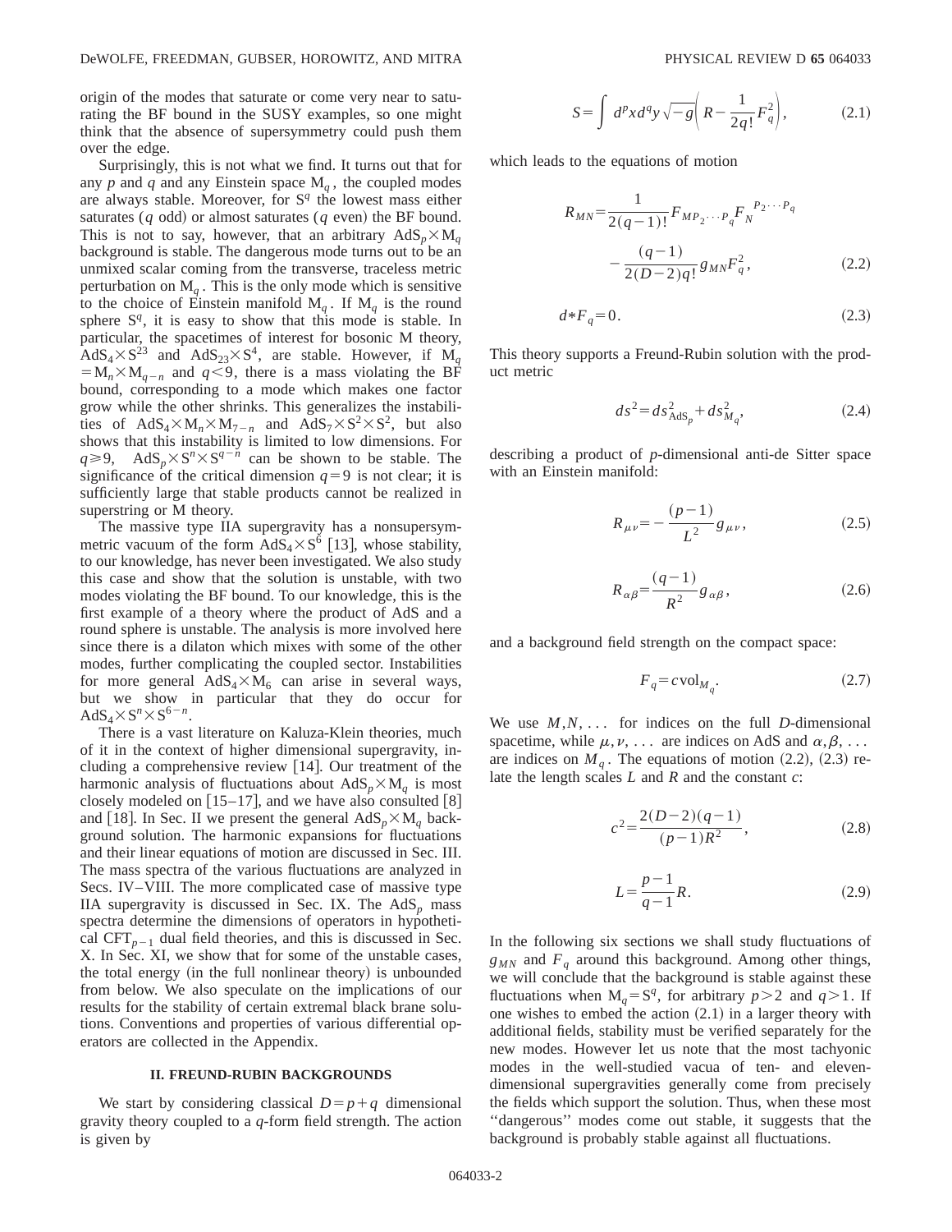origin of the modes that saturate or come very near to saturating the BF bound in the SUSY examples, so one might think that the absence of supersymmetry could push them over the edge.

Surprisingly, this is not what we find. It turns out that for any $p$ and $q$ and any Einstein space $M_q$, the coupled modes are always stable. Moreover, for $S^q$ the lowest mass either saturates ($q$ odd) or almost saturates ($q$ even) the BF bound. This is not to say, however, that an arbitrary $AdS_p \times M_q$ background is stable. The dangerous mode turns out to be an unmixed scalar coming from the transverse, traceless metric perturbation on $M_q$. This is the only mode which is sensitive to the choice of Einstein manifold $M_q$. If $M_q$ is the round sphere $S^q$, it is easy to show that this mode is stable. In particular, the spacetimes of interest for bosonic M theory, $AdS_4 \times S^{23}$ and $AdS_{23} \times S^4$, are stable. However, if $M_q = M_n \times M_{q-n}$ and $q<9$, there is a mass violating the BF bound, corresponding to a mode which makes one factor grow while the other shrinks. This generalizes the instabilities of $AdS_4 \times M_n \times M_{7-n}$ and $AdS_7 \times S^2 \times S^2$, but also shows that this instability is limited to low dimensions. For $q \geq 9$, $AdS_p \times S^n \times S^{q-n}$ can be shown to be stable. The significance of the critical dimension $q=9$ is not clear; it is sufficiently large that stable products cannot be realized in superstring or M theory.

The massive type IIA supergravity has a nonsupersymmetric vacuum of the form $AdS_4 \times S^6$ [13], whose stability, to our knowledge, has never been investigated. We also study this case and show that the solution is unstable, with two modes violating the BF bound. To our knowledge, this is the first example of a theory where the product of AdS and a round sphere is unstable. The analysis is more involved here since there is a dilaton which mixes with some of the other modes, further complicating the coupled sector. Instabilities for more general $AdS_4 \times M_6$ can arise in several ways, but we show in particular that they do occur for $AdS_4 \times S^n \times S^{6-n}$.

There is a vast literature on Kaluza-Klein theories, much of it in the context of higher dimensional supergravity, including a comprehensive review [14]. Our treatment of the harmonic analysis of fluctuations about $AdS_p \times M_q$ is most closely modeled on [15–17], and we have also consulted [8] and [18]. In Sec. II we present the general $AdS_p \times M_q$ background solution. The harmonic expansions for fluctuations and their linear equations of motion are discussed in Sec. III. The mass spectra of the various fluctuations are analyzed in Secs. IV–VIII. The more complicated case of massive type IIA supergravity is discussed in Sec. IX. The $AdS_p$ mass spectra determine the dimensions of operators in hypothetical $CFT_{p-1}$ dual field theories, and this is discussed in Sec. X. In Sec. XI, we show that for some of the unstable cases, the total energy (in the full nonlinear theory) is unbounded from below. We also speculate on the implications of our results for the stability of certain extremal black brane solutions. Conventions and properties of various differential operators are collected in the Appendix.

## II. FREUND-RUBIN BACKGROUNDS

We start by considering classical $D=p+q$ dimensional gravity theory coupled to a $q$-form field strength. The action is given by

$$S=\int d^p x d^q y \sqrt{-g}\left(R-\frac{1}{2q!}F_q^2\right), \tag{2.1}$$

which leads to the equations of motion

$$R_{MN}=\frac{1}{2(q-1)!}F_{MP_2\cdots P_q}F_N{}^{P_2\cdots P_q} - \frac{(q-1)}{2(D-2)q!}g_{MN}F_q^2, \tag{2.2}$$

$$d{*}F_q=0. \tag{2.3}$$

This theory supports a Freund-Rubin solution with the product metric

$$ds^2=ds^2_{AdS_p}+ds^2_{M_q}, \tag{2.4}$$

describing a product of $p$-dimensional anti-de Sitter space with an Einstein manifold:

$$R_{\mu\nu}=-\frac{(p-1)}{L^2}g_{\mu\nu}, \tag{2.5}$$

$$R_{\alpha\beta}=\frac{(q-1)}{R^2}g_{\alpha\beta}, \tag{2.6}$$

and a background field strength on the compact space:

$$F_q=c\,\mathrm{vol}_{M_q}. \tag{2.7}$$

We use $M,N,\ldots$ for indices on the full $D$-dimensional spacetime, while $\mu,\nu,\ldots$ are indices on AdS and $\alpha,\beta,\ldots$ are indices on $M_q$. The equations of motion (2.2), (2.3) relate the length scales $L$ and $R$ and the constant $c$:

$$c^2=\frac{2(D-2)(q-1)}{(p-1)R^2}, \tag{2.8}$$

$$L=\frac{p-1}{q-1}R. \tag{2.9}$$

In the following six sections we shall study fluctuations of $g_{MN}$ and $F_q$ around this background. Among other things, we will conclude that the background is stable against these fluctuations when $M_q=S^q$, for arbitrary $p>2$ and $q>1$. If one wishes to embed the action (2.1) in a larger theory with additional fields, stability must be verified separately for the new modes. However let us note that the most tachyonic modes in the well-studied vacua of ten- and eleven-dimensional supergravities generally come from precisely the fields which support the solution. Thus, when these most "dangerous" modes come out stable, it suggests that the background is probably stable against all fluctuations.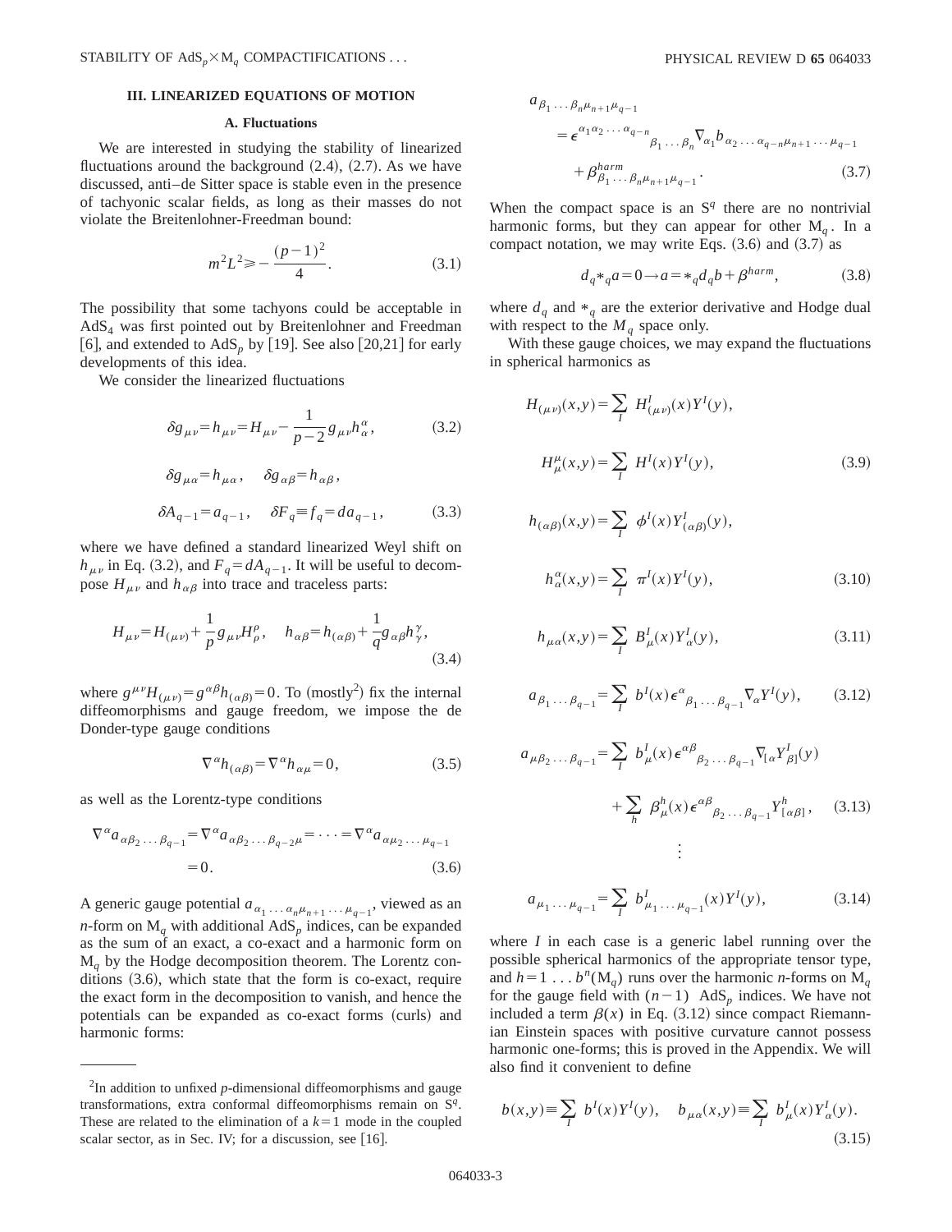## III. LINEARIZED EQUATIONS OF MOTION

### A. Fluctuations

We are interested in studying the stability of linearized fluctuations around the background (2.4), (2.7). As we have discussed, anti–de Sitter space is stable even in the presence of tachyonic scalar fields, as long as their masses do not violate the Breitenlohner-Freedman bound:

$$m^2L^2 \geqslant -\frac{(p-1)^2}{4}. \tag{3.1}$$

The possibility that some tachyons could be acceptable in $AdS_4$ was first pointed out by Breitenlohner and Freedman [6], and extended to $AdS_p$ by [19]. See also [20,21] for early developments of this idea.

We consider the linearized fluctuations

$$\delta g_{\mu\nu} = h_{\mu\nu} = H_{\mu\nu} - \frac{1}{p-2} g_{\mu\nu} h^{\alpha}_{\alpha}, \tag{3.2}$$

$$\delta g_{\mu\alpha} = h_{\mu\alpha}, \quad \delta g_{\alpha\beta} = h_{\alpha\beta},$$

$$\delta A_{q-1} = a_{q-1}, \quad \delta F_q \equiv f_q = da_{q-1}, \tag{3.3}$$

where we have defined a standard linearized Weyl shift on $h_{\mu\nu}$ in Eq. (3.2), and $F_q = dA_{q-1}$. It will be useful to decompose $H_{\mu\nu}$ and $h_{\alpha\beta}$ into trace and traceless parts:

$$H_{\mu\nu} = H_{(\mu\nu)} + \frac{1}{p} g_{\mu\nu} H^{\rho}_{\rho}, \quad h_{\alpha\beta} = h_{(\alpha\beta)} + \frac{1}{q} g_{\alpha\beta} h^{\gamma}_{\gamma}, \tag{3.4}$$

where $g^{\mu\nu}H_{(\mu\nu)} = g^{\alpha\beta}h_{(\alpha\beta)} = 0$. To (mostly[2]) fix the internal diffeomorphisms and gauge freedom, we impose the de Donder-type gauge conditions

$$\nabla^{\alpha} h_{(\alpha\beta)} = \nabla^{\alpha} h_{\alpha\mu} = 0, \tag{3.5}$$

as well as the Lorentz-type conditions

$$\nabla^{\alpha} a_{\alpha\beta_2 \ldots \beta_{q-1}} = \nabla^{\alpha} a_{\alpha\beta_2 \ldots \beta_{q-2}\mu} = \cdots = \nabla^{\alpha} a_{\alpha\mu_2 \ldots \mu_{q-1}} = 0. \tag{3.6}$$

A generic gauge potential $a_{\alpha_1 \ldots \alpha_n \mu_{n+1} \ldots \mu_{q-1}}$, viewed as an $n$-form on $M_q$ with additional $AdS_p$ indices, can be expanded as the sum of an exact, a co-exact and a harmonic form on $M_q$ by the Hodge decomposition theorem. The Lorentz conditions (3.6), which state that the form is co-exact, require the exact form in the decomposition to vanish, and hence the potentials can be expanded as co-exact forms (curls) and harmonic forms:

$$a_{\beta_1 \ldots \beta_n \mu_{n+1} \mu_{q-1}} = \epsilon^{\alpha_1 \alpha_2 \cdots \alpha_{q-n}}{}_{\beta_1 \ldots \beta_n} \nabla_{\alpha_1} b_{\alpha_2 \ldots \alpha_{q-n} \mu_{n+1} \ldots \mu_{q-1}} + \beta^{harm}_{\beta_1 \ldots \beta_n \mu_{n+1} \mu_{q-1}}. \tag{3.7}$$

When the compact space is an $S^q$ there are no nontrivial harmonic forms, but they can appear for other $M_q$. In a compact notation, we may write Eqs. (3.6) and (3.7) as

$$d_q *_q a = 0 \rightarrow a = *_q d_q b + \beta^{harm}, \tag{3.8}$$

where $d_q$ and $*_q$ are the exterior derivative and Hodge dual with respect to the $M_q$ space only.

With these gauge choices, we may expand the fluctuations in spherical harmonics as

$$H_{(\mu\nu)}(x,y) = \sum_I H^I_{(\mu\nu)}(x) Y^I(y),$$

$$H^{\mu}_{\mu}(x,y) = \sum_I H^I(x) Y^I(y), \tag{3.9}$$

$$h_{(\alpha\beta)}(x,y) = \sum_I \phi^I(x) Y^I_{(\alpha\beta)}(y),$$

$$h^{\alpha}_{\alpha}(x,y) = \sum_I \pi^I(x) Y^I(y), \tag{3.10}$$

$$h_{\mu\alpha}(x,y) = \sum_I B^I_{\mu}(x) Y^I_{\alpha}(y), \tag{3.11}$$

$$a_{\beta_1 \ldots \beta_{q-1}} = \sum_I b^I(x) \epsilon^{\alpha}{}_{\beta_1 \ldots \beta_{q-1}} \nabla_{\alpha} Y^I(y), \tag{3.12}$$

$$a_{\mu\beta_2 \ldots \beta_{q-1}} = \sum_I b^I_{\mu}(x) \epsilon^{\alpha\beta}{}_{\beta_2 \ldots \beta_{q-1}} \nabla_{[\alpha} Y^I_{\beta]}(y) + \sum_h \beta^h_{\mu}(x) \epsilon^{\alpha\beta}{}_{\beta_2 \ldots \beta_{q-1}} Y^h_{[\alpha\beta]}, \tag{3.13}$$

$$\vdots$$

$$a_{\mu_1 \ldots \mu_{q-1}} = \sum_I b^I_{\mu_1 \ldots \mu_{q-1}}(x) Y^I(y), \tag{3.14}$$

where $I$ in each case is a generic label running over the possible spherical harmonics of the appropriate tensor type, and $h = 1 \ldots b^n(M_q)$ runs over the harmonic $n$-forms on $M_q$ for the gauge field with $(n-1)$ $AdS_p$ indices. We have not included a term $\beta(x)$ in Eq. (3.12) since compact Riemannian Einstein spaces with positive curvature cannot possess harmonic one-forms; this is proved in the Appendix. We will also find it convenient to define

$$b(x,y) \equiv \sum_I b^I(x) Y^I(y), \quad b_{\mu\alpha}(x,y) \equiv \sum_I b^I_{\mu}(x) Y^I_{\alpha}(y). \tag{3.15}$$

---

[2] In addition to unfixed $p$-dimensional diffeomorphisms and gauge transformations, extra conformal diffeomorphisms remain on $S^q$. These are related to the elimination of a $k=1$ mode in the coupled scalar sector, as in Sec. IV; for a discussion, see [16].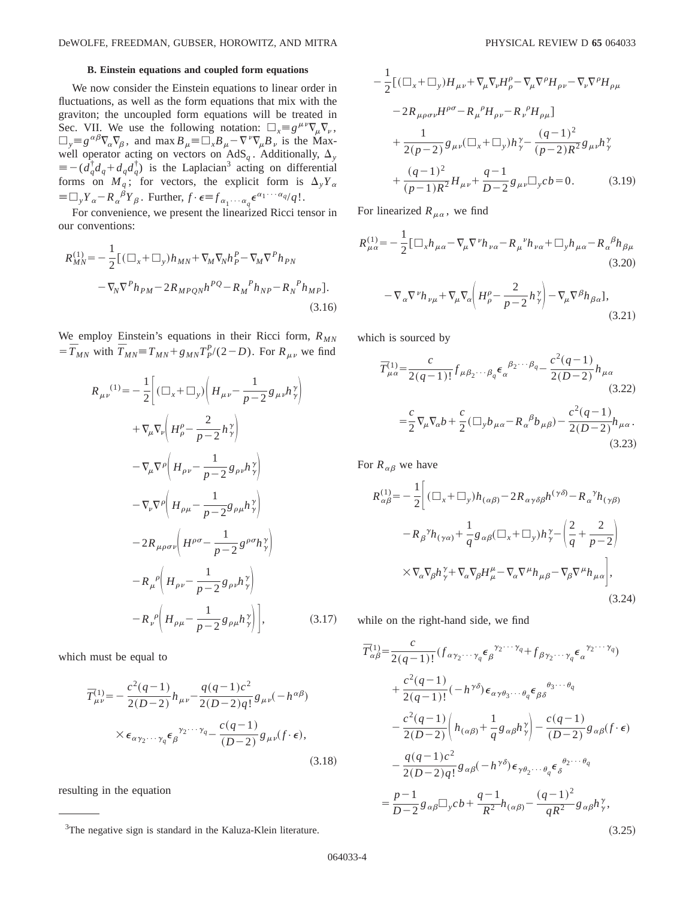### B. Einstein equations and coupled form equations

We now consider the Einstein equations to linear order in fluctuations, as well as the form equations that mix with the graviton; the uncoupled form equations will be treated in Sec. VII. We use the following notation: $\Box_x \equiv g^{\mu\nu}\nabla_\mu\nabla_\nu$, $\Box_y \equiv g^{\alpha\beta}\nabla_\alpha\nabla_\beta$, and $\max B_\mu \equiv \Box_x B_\mu - \nabla^\nu\nabla_\mu B_\nu$ is the Maxwell operator acting on vectors on $\mathrm{AdS}_q$. Additionally, $\Delta_y \equiv -(d_q^\dagger d_q + d_q d_q^\dagger)$ is the Laplacian[3] acting on differential forms on $M_q$; for vectors, the explicit form is $\Delta_y Y_\alpha \equiv \Box_y Y_\alpha - R_\alpha{}^\beta Y_\beta$. Further, $f\cdot\epsilon \equiv f_{\alpha_1\cdots\alpha_q}\epsilon^{\alpha_1\cdots\alpha_q}/q!$.

For convenience, we present the linearized Ricci tensor in our conventions:

$$
\begin{aligned}
R^{(1)}_{MN} = -\frac{1}{2}[&(\Box_x+\Box_y)h_{MN} + \nabla_M\nabla_N h^P_P - \nabla_M\nabla^P h_{PN} \\
&- \nabla_N\nabla^P h_{PM} - 2R_{MPQN}h^{PQ} - R_M{}^P h_{NP} - R_N{}^P h_{MP}].
\end{aligned}
\tag{3.16}
$$

We employ Einstein's equations in their Ricci form, $R_{MN} = \bar{T}_{MN}$ with $\bar{T}_{MN} \equiv T_{MN} + g_{MN}T^P_P/(2-D)$. For $R_{\mu\nu}$ we find

$$
\begin{aligned}
R_{\mu\nu}{}^{(1)} = -\frac{1}{2}\Bigg[&(\Box_x+\Box_y)\left(H_{\mu\nu} - \frac{1}{p-2}g_{\mu\nu}h^\gamma_\gamma\right) \\
&+ \nabla_\mu\nabla_\nu\left(H^\rho_\rho - \frac{2}{p-2}h^\gamma_\gamma\right) \\
&- \nabla_\mu\nabla^\rho\left(H_{\rho\nu} - \frac{1}{p-2}g_{\rho\nu}h^\gamma_\gamma\right) \\
&- \nabla_\nu\nabla^\rho\left(H_{\rho\mu} - \frac{1}{p-2}g_{\rho\mu}h^\gamma_\gamma\right) \\
&- 2R_{\mu\rho\sigma\nu}\left(H^{\rho\sigma} - \frac{1}{p-2}g^{\rho\sigma}h^\gamma_\gamma\right) \\
&- R_\mu{}^\rho\left(H_{\rho\nu} - \frac{1}{p-2}g_{\rho\nu}h^\gamma_\gamma\right) \\
&- R_\nu{}^\rho\left(H_{\rho\mu} - \frac{1}{p-2}g_{\rho\mu}h^\gamma_\gamma\right)\Bigg],
\end{aligned}
\tag{3.17}
$$

which must be equal to

$$
\begin{aligned}
\bar{T}^{(1)}_{\mu\nu} = &-\frac{c^2(q-1)}{2(D-2)}h_{\mu\nu} - \frac{q(q-1)c^2}{2(D-2)q!}g_{\mu\nu}(-h^{\alpha\beta}) \\
&\times \epsilon_{\alpha\gamma_2\cdots\gamma_q}\epsilon_\beta{}^{\gamma_2\cdots\gamma_q} - \frac{c(q-1)}{(D-2)}g_{\mu\nu}(f\cdot\epsilon),
\end{aligned}
\tag{3.18}
$$

resulting in the equation

$$
\begin{aligned}
-\frac{1}{2}[&(\Box_x+\Box_y)H_{\mu\nu} + \nabla_\mu\nabla_\nu H^\rho_\rho - \nabla_\mu\nabla^\rho H_{\rho\nu} - \nabla_\nu\nabla^\rho H_{\rho\mu} \\
&- 2R_{\mu\rho\sigma\nu}H^{\rho\sigma} - R_\mu{}^\rho H_{\rho\nu} - R_\nu{}^\rho H_{\rho\mu}] \\
&+ \frac{1}{2(p-2)}g_{\mu\nu}(\Box_x+\Box_y)h^\gamma_\gamma - \frac{(q-1)^2}{(p-2)R^2}g_{\mu\nu}h^\gamma_\gamma \\
&+ \frac{(q-1)^2}{(p-1)R^2}H_{\mu\nu} + \frac{q-1}{D-2}g_{\mu\nu}\Box_y cb = 0.
\end{aligned}
\tag{3.19}
$$

For linearized $R_{\mu\alpha}$, we find

$$
R^{(1)}_{\mu\alpha} = -\frac{1}{2}[\Box_x h_{\mu\alpha} - \nabla_\mu\nabla^\nu h_{\nu\alpha} - R_\mu{}^\nu h_{\nu\alpha} + \Box_y h_{\mu\alpha} - R_\alpha{}^\beta h_{\beta\mu}
\tag{3.20}
$$

$$
-\nabla_\alpha\nabla^\nu h_{\nu\mu} + \nabla_\mu\nabla_\alpha\left(H^\rho_\rho - \frac{2}{p-2}h^\gamma_\gamma\right) - \nabla_\mu\nabla^\beta h_{\beta\alpha}],
\tag{3.21}
$$

which is sourced by

$$
\bar{T}^{(1)}_{\mu\alpha} = \frac{c}{2(q-1)!}f_{\mu\beta_2\cdots\beta_q}\epsilon_\alpha{}^{\beta_2\cdots\beta_q} - \frac{c^2(q-1)}{2(D-2)}h_{\mu\alpha}
\tag{3.22}
$$

$$
= \frac{c}{2}\nabla_\mu\nabla_\alpha b + \frac{c}{2}(\Box_y b_{\mu\alpha} - R_\alpha{}^\beta b_{\mu\beta}) - \frac{c^2(q-1)}{2(D-2)}h_{\mu\alpha}.
\tag{3.23}
$$

For $R_{\alpha\beta}$ we have

$$
\begin{aligned}
R^{(1)}_{\alpha\beta} = -\frac{1}{2}\Bigg[&(\Box_x+\Box_y)h_{(\alpha\beta)} - 2R_{\alpha\gamma\delta\beta}h^{(\gamma\delta)} - R_\alpha{}^\gamma h_{(\gamma\beta)} \\
&- R_\beta{}^\gamma h_{(\gamma\alpha)} + \frac{1}{q}g_{\alpha\beta}(\Box_x+\Box_y)h^\gamma_\gamma - \left(\frac{2}{q}+\frac{2}{p-2}\right) \\
&\times \nabla_\alpha\nabla_\beta h^\gamma_\gamma + \nabla_\alpha\nabla_\beta H^\mu_\mu - \nabla_\alpha\nabla^\mu h_{\mu\beta} - \nabla_\beta\nabla^\mu h_{\mu\alpha}\Bigg],
\end{aligned}
\tag{3.24}
$$

while on the right-hand side, we find

$$
\begin{aligned}
\bar{T}^{(1)}_{\alpha\beta} = &\frac{c}{2(q-1)!}(f_{\alpha\gamma_2\cdots\gamma_q}\epsilon_\beta{}^{\gamma_2\cdots\gamma_q} + f_{\beta\gamma_2\cdots\gamma_q}\epsilon_\alpha{}^{\gamma_2\cdots\gamma_q}) \\
&+ \frac{c^2(q-1)}{2(q-1)!}(-h^{\gamma\delta})\epsilon_{\alpha\gamma\theta_3\cdots\theta_q}\epsilon_{\beta\delta}{}^{\theta_3\cdots\theta_q} \\
&- \frac{c^2(q-1)}{2(D-2)}\left(h_{(\alpha\beta)} + \frac{1}{q}g_{\alpha\beta}h^\gamma_\gamma\right) - \frac{c(q-1)}{(D-2)}g_{\alpha\beta}(f\cdot\epsilon) \\
&- \frac{q(q-1)c^2}{2(D-2)q!}g_{\alpha\beta}(-h^{\gamma\delta})\epsilon_{\gamma\theta_2\cdots\theta_q}\epsilon_\delta{}^{\theta_2\cdots\theta_q} \\
= &\frac{p-1}{D-2}g_{\alpha\beta}\Box_y cb + \frac{q-1}{R^2}h_{(\alpha\beta)} - \frac{(q-1)^2}{qR^2}g_{\alpha\beta}h^\gamma_\gamma,
\end{aligned}
\tag{3.25}
$$

---

[3] The negative sign is standard in the Kaluza-Klein literature.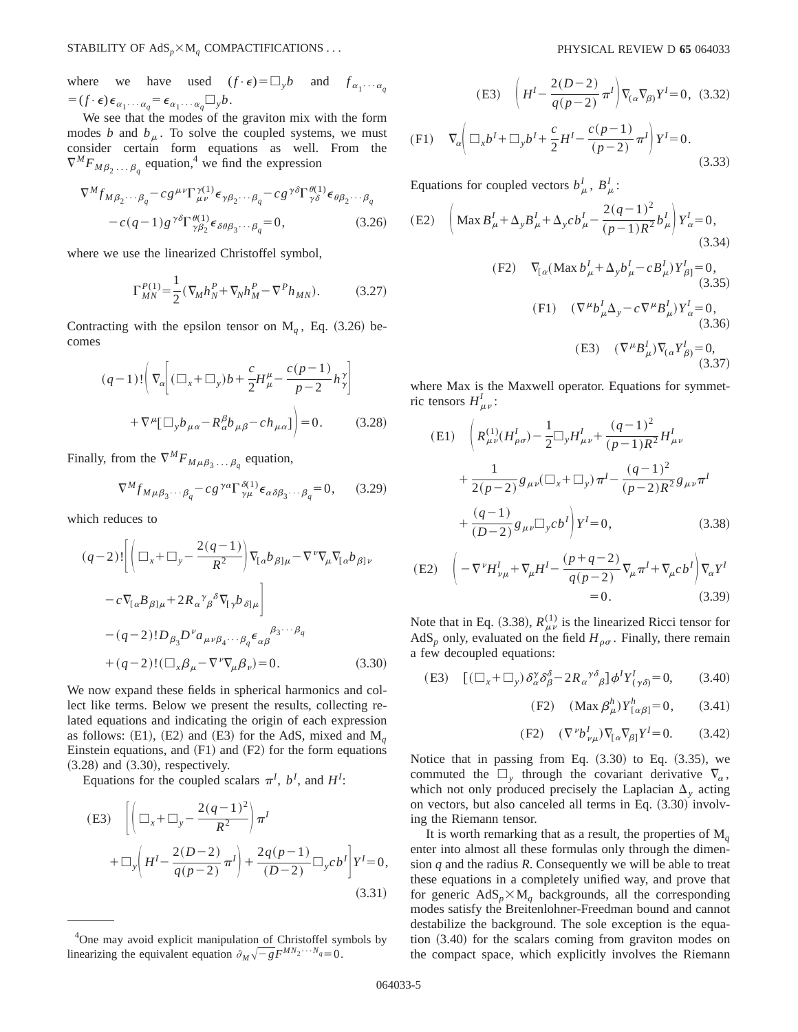where we have used $(f\cdot\epsilon)=\Box_y b$ and $f_{\alpha_1\cdots\alpha_q}=(f\cdot\epsilon)\epsilon_{\alpha_1\cdots\alpha_q}=\epsilon_{\alpha_1\cdots\alpha_q}\Box_y b$.

We see that the modes of the graviton mix with the form modes $b$ and $b_\mu$. To solve the coupled systems, we must consider certain form equations as well. From the $\nabla^M F_{M\beta_2\ldots\beta_q}$ equation,[4] we find the expression

$$\nabla^M f_{M\beta_2\cdots\beta_q}-cg^{\mu\nu}\Gamma^{\gamma(1)}_{\mu\nu}\epsilon_{\gamma\beta_2\cdots\beta_q}-cg^{\gamma\delta}\Gamma^{\theta(1)}_{\gamma\delta}\epsilon_{\theta\beta_2\cdots\beta_q}-c(q-1)g^{\gamma\delta}\Gamma^{\theta(1)}_{\gamma\beta_2}\epsilon_{\delta\theta\beta_3\cdots\beta_q}=0, \tag{3.26}$$

where we use the linearized Christoffel symbol,

$$\Gamma^{P(1)}_{MN}=\frac{1}{2}(\nabla_M h^P_N+\nabla_N h^P_M-\nabla^P h_{MN}). \tag{3.27}$$

Contracting with the epsilon tensor on $M_q$, Eq. (3.26) becomes

$$(q-1)!\left(\nabla_\alpha\left[(\Box_x+\Box_y)b+\frac{c}{2}H^\mu_\mu-\frac{c(p-1)}{p-2}h^\gamma_\gamma\right]+\nabla^\mu[\Box_y b_{\mu\alpha}-R^\beta_\alpha b_{\mu\beta}-ch_{\mu\alpha}]\right)=0. \tag{3.28}$$

Finally, from the $\nabla^M F_{M\mu\beta_3\ldots\beta_q}$ equation,

$$\nabla^M f_{M\mu\beta_3\cdots\beta_q}-cg^{\gamma\alpha}\Gamma^{\delta(1)}_{\gamma\mu}\epsilon_{\alpha\delta\beta_3\cdots\beta_q}=0, \tag{3.29}$$

which reduces to

$$\begin{aligned}(q-2)!\Bigg[&\left(\Box_x+\Box_y-\frac{2(q-1)}{R^2}\right)\nabla_{[\alpha}b_{\beta]\mu}-\nabla^\nu\nabla_\mu\nabla_{[\alpha}b_{\beta]\nu}\\&-c\nabla_{[\alpha}B_{\beta]\mu}+2R_\alpha{}^\gamma{}_\beta{}^\delta\nabla_{[\gamma}b_{\delta]\mu}\Bigg]\\&-(q-2)!D_{\beta_3}D^\nu a_{\mu\nu\beta_4\cdots\beta_q}\epsilon_{\alpha\beta}{}^{\beta_3\cdots\beta_q}\\&+(q-2)!(\Box_x\beta_\mu-\nabla^\nu\nabla_\mu\beta_\nu)=0.\end{aligned} \tag{3.30}$$

We now expand these fields in spherical harmonics and collect like terms. Below we present the results, collecting related equations and indicating the origin of each expression as follows: (E1), (E2) and (E3) for the AdS, mixed and $M_q$ Einstein equations, and (F1) and (F2) for the form equations (3.28) and (3.30), respectively.

Equations for the coupled scalars $\pi^I$, $b^I$, and $H^I$:

$$\text{(E3)}\quad\left[\left(\Box_x+\Box_y-\frac{2(q-1)^2}{R^2}\right)\pi^I+\Box_y\left(H^I-\frac{2(D-2)}{q(p-2)}\pi^I\right)+\frac{2q(p-1)}{(D-2)}\Box_y cb^I\right]Y^I=0, \tag{3.31}$$

$$\text{(E3)}\quad\left(H^I-\frac{2(D-2)}{q(p-2)}\pi^I\right)\nabla_{(\alpha}\nabla_{\beta)}Y^I=0, \tag{3.32}$$

$$\text{(F1)}\quad\nabla_\alpha\left(\Box_x b^I+\Box_y b^I+\frac{c}{2}H^I-\frac{c(p-1)}{(p-2)}\pi^I\right)Y^I=0. \tag{3.33}$$

Equations for coupled vectors $b^I_\mu$, $B^I_\mu$:

$$\text{(E2)}\quad\left(\text{Max}\,B^I_\mu+\Delta_y B^I_\mu+\Delta_y cb^I_\mu-\frac{2(q-1)^2}{(p-1)R^2}b^I_\mu\right)Y^I_\alpha=0, \tag{3.34}$$

$$\text{(F2)}\quad\nabla_{[\alpha}(\text{Max}\,b^I_\mu+\Delta_y b^I_\mu-cB^I_\mu)Y^I_{\beta]}=0, \tag{3.35}$$

$$\text{(F1)}\quad(\nabla^\mu b^I_\mu\Delta_y-c\nabla^\mu B^I_\mu)Y^I_\alpha=0, \tag{3.36}$$

$$\text{(E3)}\quad(\nabla^\mu B^I_\mu)\nabla_{(\alpha}Y^I_{\beta)}=0, \tag{3.37}$$

where Max is the Maxwell operator. Equations for symmetric tensors $H^I_{\mu\nu}$:

$$\begin{aligned}\text{(E1)}\quad\Bigg(&R^{(1)}_{\mu\nu}(H^I_{\rho\sigma})-\frac{1}{2}\Box_y H^I_{\mu\nu}+\frac{(q-1)^2}{(p-1)R^2}H^I_{\mu\nu}\\&+\frac{1}{2(p-2)}g_{\mu\nu}(\Box_x+\Box_y)\pi^I-\frac{(q-1)^2}{(p-2)R^2}g_{\mu\nu}\pi^I\\&+\frac{(q-1)}{(D-2)}g_{\mu\nu}\Box_y cb^I\Bigg)Y^I=0,\end{aligned} \tag{3.38}$$

$$\text{(E2)}\quad\left(-\nabla^\nu H^I_{\nu\mu}+\nabla_\mu H^I-\frac{(p+q-2)}{q(p-2)}\nabla_\mu\pi^I+\nabla_\mu cb^I\right)\nabla_\alpha Y^I=0. \tag{3.39}$$

Note that in Eq. (3.38), $R^{(1)}_{\mu\nu}$ is the linearized Ricci tensor for $\text{AdS}_p$ only, evaluated on the field $H_{\rho\sigma}$. Finally, there remain a few decoupled equations:

$$\text{(E3)}\quad[(\Box_x+\Box_y)\delta^\gamma_\alpha\delta^\delta_\beta-2R_\alpha{}^\gamma{}^\delta{}_\beta]\phi^I Y^I_{(\gamma\delta)}=0, \tag{3.40}$$

$$\text{(F2)}\quad(\text{Max}\,\beta^h_\mu)Y^h_{[\alpha\beta]}=0, \tag{3.41}$$

$$\text{(F2)}\quad(\nabla^\nu b^I_{\nu\mu})\nabla_{[\alpha}\nabla_{\beta]}Y^I=0. \tag{3.42}$$

Notice that in passing from Eq. (3.30) to Eq. (3.35), we commuted the $\Box_y$ through the covariant derivative $\nabla_\alpha$, which not only produced precisely the Laplacian $\Delta_y$ acting on vectors, but also canceled all terms in Eq. (3.30) involving the Riemann tensor.

It is worth remarking that as a result, the properties of $M_q$ enter into almost all these formulas only through the dimension $q$ and the radius $R$. Consequently we will be able to treat these equations in a completely unified way, and prove that for generic $\text{AdS}_p\times M_q$ backgrounds, all the corresponding modes satisfy the Breitenlohner-Freedman bound and cannot destabilize the background. The sole exception is the equation (3.40) for the scalars coming from graviton modes on the compact space, which explicitly involves the Riemann

---

[4] One may avoid explicit manipulation of Christoffel symbols by linearizing the equivalent equation $\partial_M\sqrt{-g}F^{MN_2\cdots N_q}=0$.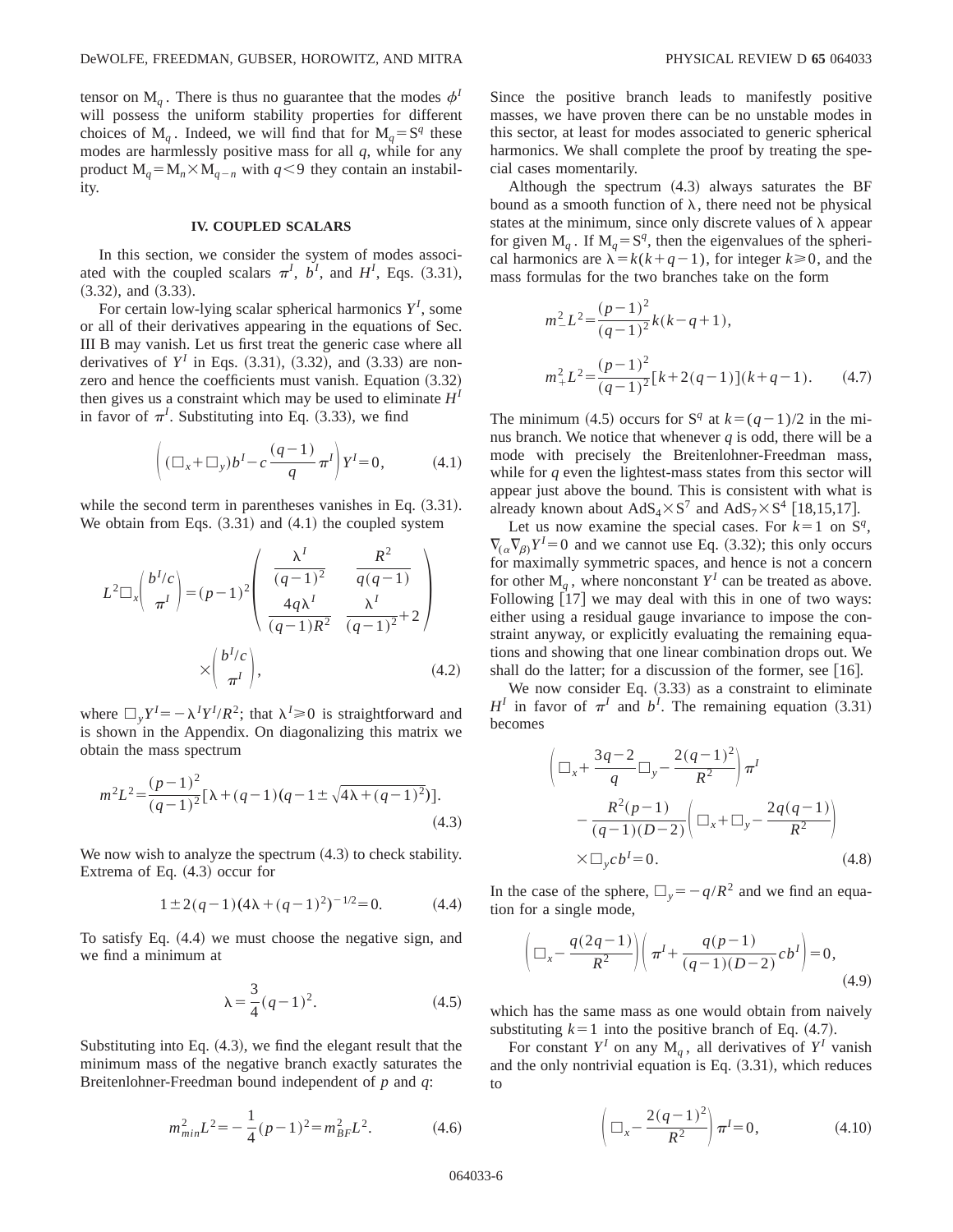tensor on $M_q$. There is thus no guarantee that the modes $\phi^I$ will possess the uniform stability properties for different choices of $M_q$. Indeed, we will find that for $M_q = S^q$ these modes are harmlessly positive mass for all $q$, while for any product $M_q = M_n \times M_{q-n}$ with $q<9$ they contain an instability.

## IV. COUPLED SCALARS

In this section, we consider the system of modes associated with the coupled scalars $\pi^I$, $b^I$, and $H^I$, Eqs. (3.31), (3.32), and (3.33).

For certain low-lying scalar spherical harmonics $Y^I$, some or all of their derivatives appearing in the equations of Sec. III B may vanish. Let us first treat the generic case where all derivatives of $Y^I$ in Eqs. (3.31), (3.32), and (3.33) are nonzero and hence the coefficients must vanish. Equation (3.32) then gives us a constraint which may be used to eliminate $H^I$ in favor of $\pi^I$. Substituting into Eq. (3.33), we find

$$\left( (\Box_x + \Box_y) b^I - c\,\frac{(q-1)}{q}\,\pi^I \right) Y^I = 0, \tag{4.1}$$

while the second term in parentheses vanishes in Eq. (3.31). We obtain from Eqs. (3.31) and (4.1) the coupled system

$$L^2 \Box_x \begin{pmatrix} b^I/c \\ \pi^I \end{pmatrix} = (p-1)^2 \begin{pmatrix} \dfrac{\lambda^I}{(q-1)^2} & \dfrac{R^2}{q(q-1)} \\ \dfrac{4q\lambda^I}{(q-1)R^2} & \dfrac{\lambda^I}{(q-1)^2}+2 \end{pmatrix} \times \begin{pmatrix} b^I/c \\ \pi^I \end{pmatrix}, \tag{4.2}$$

where $\Box_y Y^I = -\lambda^I Y^I/R^2$; that $\lambda^I \geq 0$ is straightforward and is shown in the Appendix. On diagonalizing this matrix we obtain the mass spectrum

$$m^2 L^2 = \frac{(p-1)^2}{(q-1)^2}\left[\lambda + (q-1)\left(q-1 \pm \sqrt{4\lambda + (q-1)^2}\right)\right]. \tag{4.3}$$

We now wish to analyze the spectrum (4.3) to check stability. Extrema of Eq. (4.3) occur for

$$1 \pm 2(q-1)\left(4\lambda + (q-1)^2\right)^{-1/2} = 0. \tag{4.4}$$

To satisfy Eq. (4.4) we must choose the negative sign, and we find a minimum at

$$\lambda = \frac{3}{4}(q-1)^2. \tag{4.5}$$

Substituting into Eq. (4.3), we find the elegant result that the minimum mass of the negative branch exactly saturates the Breitenlohner-Freedman bound independent of $p$ and $q$:

$$m_{min}^2 L^2 = -\frac{1}{4}(p-1)^2 = m_{BF}^2 L^2. \tag{4.6}$$

Since the positive branch leads to manifestly positive masses, we have proven there can be no unstable modes in this sector, at least for modes associated to generic spherical harmonics. We shall complete the proof by treating the special cases momentarily.

Although the spectrum (4.3) always saturates the BF bound as a smooth function of $\lambda$, there need not be physical states at the minimum, since only discrete values of $\lambda$ appear for given $M_q$. If $M_q = S^q$, then the eigenvalues of the spherical harmonics are $\lambda = k(k+q-1)$, for integer $k \geq 0$, and the mass formulas for the two branches take on the form

$$m_-^2 L^2 = \frac{(p-1)^2}{(q-1)^2}\,k(k-q+1),$$

$$m_+^2 L^2 = \frac{(p-1)^2}{(q-1)^2}\,[k+2(q-1)](k+q-1). \tag{4.7}$$

The minimum (4.5) occurs for $S^q$ at $k=(q-1)/2$ in the minus branch. We notice that whenever $q$ is odd, there will be a mode with precisely the Breitenlohner-Freedman mass, while for $q$ even the lightest-mass states from this sector will appear just above the bound. This is consistent with what is already known about $AdS_4 \times S^7$ and $AdS_7 \times S^4$ [18,15,17].

Let us now examine the special cases. For $k=1$ on $S^q$, $\nabla_{(\alpha}\nabla_{\beta)} Y^I = 0$ and we cannot use Eq. (3.32); this only occurs for maximally symmetric spaces, and hence is not a concern for other $M_q$, where nonconstant $Y^I$ can be treated as above. Following [17] we may deal with this in one of two ways: either using a residual gauge invariance to impose the constraint anyway, or explicitly evaluating the remaining equations and showing that one linear combination drops out. We shall do the latter; for a discussion of the former, see [16].

We now consider Eq. (3.33) as a constraint to eliminate $H^I$ in favor of $\pi^I$ and $b^I$. The remaining equation (3.31) becomes

$$\left( \Box_x + \frac{3q-2}{q}\Box_y - \frac{2(q-1)^2}{R^2} \right)\pi^I - \frac{R^2(p-1)}{(q-1)(D-2)}\left( \Box_x + \Box_y - \frac{2q(q-1)}{R^2} \right) \times \Box_y c b^I = 0. \tag{4.8}$$

In the case of the sphere, $\Box_y = -q/R^2$ and we find an equation for a single mode,

$$\left( \Box_x - \frac{q(2q-1)}{R^2} \right)\left( \pi^I + \frac{q(p-1)}{(q-1)(D-2)} c b^I \right) = 0, \tag{4.9}$$

which has the same mass as one would obtain from naively substituting $k=1$ into the positive branch of Eq. (4.7).

For constant $Y^I$ on any $M_q$, all derivatives of $Y^I$ vanish and the only nontrivial equation is Eq. (3.31), which reduces to

$$\left( \Box_x - \frac{2(q-1)^2}{R^2} \right)\pi^I = 0, \tag{4.10}$$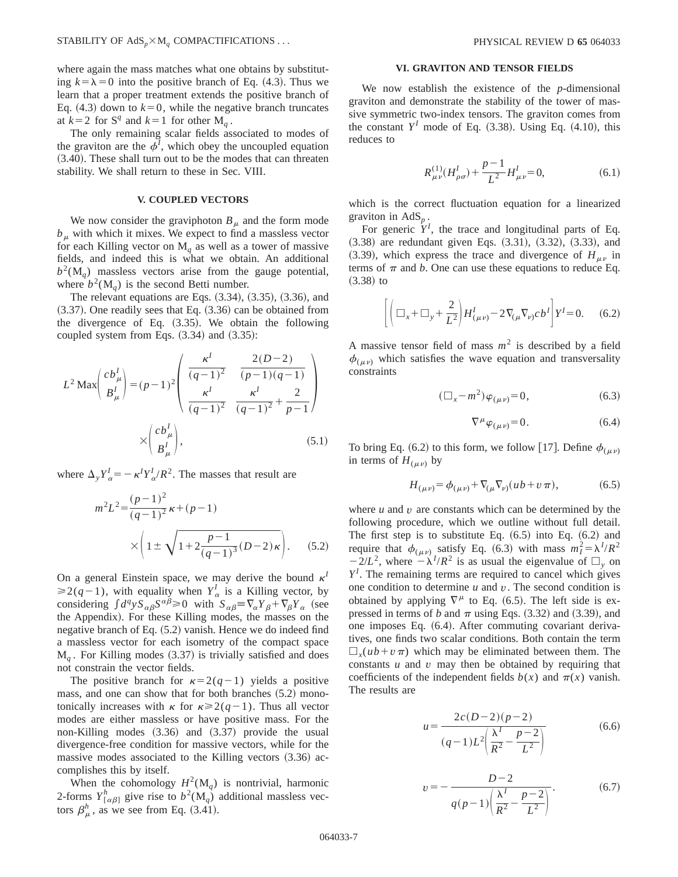where again the mass matches what one obtains by substituting $k=\lambda=0$ into the positive branch of Eq. (4.3). Thus we learn that a proper treatment extends the positive branch of Eq. (4.3) down to $k=0$, while the negative branch truncates at $k=2$ for $S^q$ and $k=1$ for other $M_q$.

The only remaining scalar fields associated to modes of the graviton are the $\phi^I$, which obey the uncoupled equation (3.40). These shall turn out to be the modes that can threaten stability. We shall return to these in Sec. VIII.

## V. COUPLED VECTORS

We now consider the graviphoton $B_\mu$ and the form mode $b_\mu$ with which it mixes. We expect to find a massless vector for each Killing vector on $M_q$ as well as a tower of massive fields, and indeed this is what we obtain. An additional $b^2(M_q)$ massless vectors arise from the gauge potential, where $b^2(M_q)$ is the second Betti number.

The relevant equations are Eqs. (3.34), (3.35), (3.36), and (3.37). One readily sees that Eq. (3.36) can be obtained from the divergence of Eq. (3.35). We obtain the following coupled system from Eqs. (3.34) and (3.35):

$$L^2 \operatorname{Max}\begin{pmatrix} cb_\mu^I \\ B_\mu^I \end{pmatrix} = (p-1)^2 \begin{pmatrix} \dfrac{\kappa^I}{(q-1)^2} & \dfrac{2(D-2)}{(p-1)(q-1)} \\ \dfrac{\kappa^I}{(q-1)^2} & \dfrac{\kappa^I}{(q-1)^2}+\dfrac{2}{p-1} \end{pmatrix} \times \begin{pmatrix} cb_\mu^I \\ B_\mu^I \end{pmatrix}, \tag{5.1}$$

where $\Delta_y Y_\alpha^I = -\kappa^I Y_\alpha^I / R^2$. The masses that result are

$$m^2L^2 = \frac{(p-1)^2}{(q-1)^2}\kappa + (p-1) \times \left(1 \pm \sqrt{1+2\frac{p-1}{(q-1)^3}(D-2)\kappa}\right). \tag{5.2}$$

On a general Einstein space, we may derive the bound $\kappa^I \geqslant 2(q-1)$, with equality when $Y_\alpha^I$ is a Killing vector, by considering $\int d^q y S_{\alpha\beta}S^{\alpha\beta} \geqslant 0$ with $S_{\alpha\beta} \equiv \nabla_\alpha Y_\beta + \nabla_\beta Y_\alpha$ (see the Appendix). For these Killing modes, the masses on the negative branch of Eq. (5.2) vanish. Hence we do indeed find a massless vector for each isometry of the compact space $M_q$. For Killing modes (3.37) is trivially satisfied and does not constrain the vector fields.

The positive branch for $\kappa = 2(q-1)$ yields a positive mass, and one can show that for both branches (5.2) monotonically increases with $\kappa$ for $\kappa \geqslant 2(q-1)$. Thus all vector modes are either massless or have positive mass. For the non-Killing modes (3.36) and (3.37) provide the usual divergence-free condition for massive vectors, while for the massive modes associated to the Killing vectors (3.36) accomplishes this by itself.

When the cohomology $H^2(M_q)$ is nontrivial, harmonic 2-forms $Y^h_{[\alpha\beta]}$ give rise to $b^2(M_q)$ additional massless vectors $\beta^h_\mu$, as we see from Eq. (3.41).

## VI. GRAVITON AND TENSOR FIELDS

We now establish the existence of the $p$-dimensional graviton and demonstrate the stability of the tower of massive symmetric two-index tensors. The graviton comes from the constant $Y^I$ mode of Eq. (3.38). Using Eq. (4.10), this reduces to

$$R^{(1)}_{\mu\nu}(H^I_{\rho\sigma}) + \frac{p-1}{L^2}H^I_{\mu\nu} = 0, \tag{6.1}$$

which is the correct fluctuation equation for a linearized graviton in AdS$_p$.

For generic $Y^I$, the trace and longitudinal parts of Eq. (3.38) are redundant given Eqs. (3.31), (3.32), (3.33), and (3.39), which express the trace and divergence of $H_{\mu\nu}$ in terms of $\pi$ and $b$. One can use these equations to reduce Eq. (3.38) to

$$\left[\left(\Box_x + \Box_y + \frac{2}{L^2}\right)H^I_{(\mu\nu)} - 2\nabla_{(\mu}\nabla_{\nu)}cb^I\right]Y^I = 0. \tag{6.2}$$

A massive tensor field of mass $m^2$ is described by a field $\phi_{(\mu\nu)}$ which satisfies the wave equation and transversality constraints

$$(\Box_x - m^2)\varphi_{(\mu\nu)} = 0, \tag{6.3}$$

$$\nabla^\mu \varphi_{(\mu\nu)} = 0. \tag{6.4}$$

To bring Eq. (6.2) to this form, we follow [17]. Define $\phi_{(\mu\nu)}$ in terms of $H_{(\mu\nu)}$ by

$$H_{(\mu\nu)} = \phi_{(\mu\nu)} + \nabla_{(\mu}\nabla_{\nu)}(ub + v\pi), \tag{6.5}$$

where $u$ and $v$ are constants which can be determined by the following procedure, which we outline without full detail. The first step is to substitute Eq. (6.5) into Eq. (6.2) and require that $\phi_{(\mu\nu)}$ satisfy Eq. (6.3) with mass $m_I^2 = \lambda^I/R^2 - 2/L^2$, where $-\lambda^I/R^2$ is as usual the eigenvalue of $\Box_y$ on $Y^I$. The remaining terms are required to cancel which gives one condition to determine $u$ and $v$. The second condition is obtained by applying $\nabla^\mu$ to Eq. (6.5). The left side is expressed in terms of $b$ and $\pi$ using Eqs. (3.32) and (3.39), and one imposes Eq. (6.4). After commuting covariant derivatives, one finds two scalar conditions. Both contain the term $\Box_x(ub+v\pi)$ which may be eliminated between them. The constants $u$ and $v$ may then be obtained by requiring that coefficients of the independent fields $b(x)$ and $\pi(x)$ vanish. The results are

$$u = \frac{2c(D-2)(p-2)}{(q-1)L^2\left(\dfrac{\lambda^I}{R^2} - \dfrac{p-2}{L^2}\right)} \tag{6.6}$$

$$v = -\frac{D-2}{q(p-1)\left(\dfrac{\lambda^I}{R^2} - \dfrac{p-2}{L^2}\right)}. \tag{6.7}$$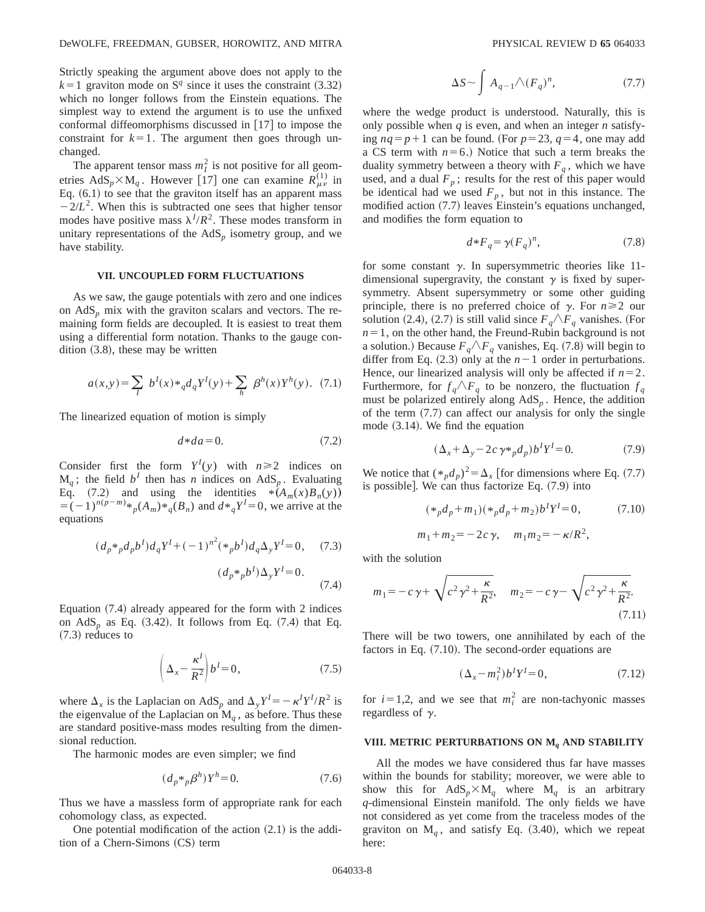Strictly speaking the argument above does not apply to the $k=1$ graviton mode on $S^q$ since it uses the constraint (3.32) which no longer follows from the Einstein equations. The simplest way to extend the argument is to use the unfixed conformal diffeomorphisms discussed in [17] to impose the constraint for $k=1$. The argument then goes through unchanged.

The apparent tensor mass $m_I^2$ is not positive for all geometries $\mathrm{AdS}_p \times \mathrm{M}_q$. However [17] one can examine $R_{\mu\nu}^{(1)}$ in Eq. (6.1) to see that the graviton itself has an apparent mass $-2/L^2$. When this is subtracted one sees that higher tensor modes have positive mass $\lambda^I/R^2$. These modes transform in unitary representations of the $\mathrm{AdS}_p$ isometry group, and we have stability.

## VII. UNCOUPLED FORM FLUCTUATIONS

As we saw, the gauge potentials with zero and one indices on $\mathrm{AdS}_p$ mix with the graviton scalars and vectors. The remaining form fields are decoupled. It is easiest to treat them using a differential form notation. Thanks to the gauge condition (3.8), these may be written

$$a(x,y) = \sum_I b^I(x) *_q d_q Y^I(y) + \sum_h \beta^h(x) Y^h(y). \quad (7.1)$$

The linearized equation of motion is simply

$$d * da = 0. \quad (7.2)$$

Consider first the form $Y^I(y)$ with $n \geq 2$ indices on $\mathrm{M}_q$; the field $b^I$ then has $n$ indices on $\mathrm{AdS}_p$. Evaluating Eq. (7.2) and using the identities $*(A_m(x)B_n(y)) = (-1)^{n(p-m)} *_p(A_m) *_q(B_n)$ and $d *_q Y^I = 0$, we arrive at the equations

$$(d_p *_p d_p b^I) d_q Y^I + (-1)^{n^2} (*_p b^I) d_q \Delta_y Y^I = 0, \quad (7.3)$$

$$(d_p *_p b^I) \Delta_y Y^I = 0. \quad (7.4)$$

Equation (7.4) already appeared for the form with 2 indices on $\mathrm{AdS}_p$ as Eq. (3.42). It follows from Eq. (7.4) that Eq. (7.3) reduces to

$$\left( \Delta_x - \frac{\kappa^I}{R^2} \right) b^I = 0, \quad (7.5)$$

where $\Delta_x$ is the Laplacian on $\mathrm{AdS}_p$ and $\Delta_y Y^I = -\kappa^I Y^I / R^2$ is the eigenvalue of the Laplacian on $\mathrm{M}_q$, as before. Thus these are standard positive-mass modes resulting from the dimensional reduction.

The harmonic modes are even simpler; we find

$$(d_p *_p \beta^h) Y^h = 0. \quad (7.6)$$

Thus we have a massless form of appropriate rank for each cohomology class, as expected.

One potential modification of the action (2.1) is the addition of a Chern-Simons (CS) term

$$\Delta S \sim \int A_{q-1} \wedge (F_q)^n, \quad (7.7)$$

where the wedge product is understood. Naturally, this is only possible when $q$ is even, and when an integer $n$ satisfying $nq = p+1$ can be found. (For $p=23$, $q=4$, one may add a CS term with $n=6$.) Notice that such a term breaks the duality symmetry between a theory with $F_q$, which we have used, and a dual $F_p$; results for the rest of this paper would be identical had we used $F_p$, but not in this instance. The modified action (7.7) leaves Einstein's equations unchanged, and modifies the form equation to

$$d * F_q = \gamma (F_q)^n, \quad (7.8)$$

for some constant $\gamma$. In supersymmetric theories like 11-dimensional supergravity, the constant $\gamma$ is fixed by supersymmetry. Absent supersymmetry or some other guiding principle, there is no preferred choice of $\gamma$. For $n \geq 2$ our solution (2.4), (2.7) is still valid since $F_q \wedge F_q$ vanishes. (For $n=1$, on the other hand, the Freund-Rubin background is not a solution.) Because $F_q \wedge F_q$ vanishes, Eq. (7.8) will begin to differ from Eq. (2.3) only at the $n-1$ order in perturbations. Hence, our linearized analysis will only be affected if $n=2$. Furthermore, for $f_q \wedge F_q$ to be nonzero, the fluctuation $f_q$ must be polarized entirely along $\mathrm{AdS}_p$. Hence, the addition of the term (7.7) can affect our analysis for only the single mode (3.14). We find the equation

$$(\Delta_x + \Delta_y - 2c\gamma *_p d_p) b^I Y^I = 0. \quad (7.9)$$

We notice that $(*_p d_p)^2 = \Delta_x$ [for dimensions where Eq. (7.7) is possible]. We can thus factorize Eq. (7.9) into

$$(*_p d_p + m_1)(*_p d_p + m_2) b^I Y^I = 0, \quad (7.10)$$

$$m_1 + m_2 = -2c\gamma, \quad m_1 m_2 = -\kappa/R^2,$$

with the solution

$$m_1 = -c\gamma + \sqrt{c^2\gamma^2 + \frac{\kappa}{R^2}}, \quad m_2 = -c\gamma - \sqrt{c^2\gamma^2 + \frac{\kappa}{R^2}}. \quad (7.11)$$

There will be two towers, one annihilated by each of the factors in Eq. (7.10). The second-order equations are

$$(\Delta_x - m_i^2) b^I Y^I = 0, \quad (7.12)$$

for $i=1,2$, and we see that $m_i^2$ are non-tachyonic masses regardless of $\gamma$.

## VIII. METRIC PERTURBATIONS ON $\mathrm{M}_q$ AND STABILITY

All the modes we have considered thus far have masses within the bounds for stability; moreover, we were able to show this for $\mathrm{AdS}_p \times \mathrm{M}_q$ where $\mathrm{M}_q$ is an arbitrary $q$-dimensional Einstein manifold. The only fields we have not considered as yet come from the traceless modes of the graviton on $\mathrm{M}_q$, and satisfy Eq. (3.40), which we repeat here: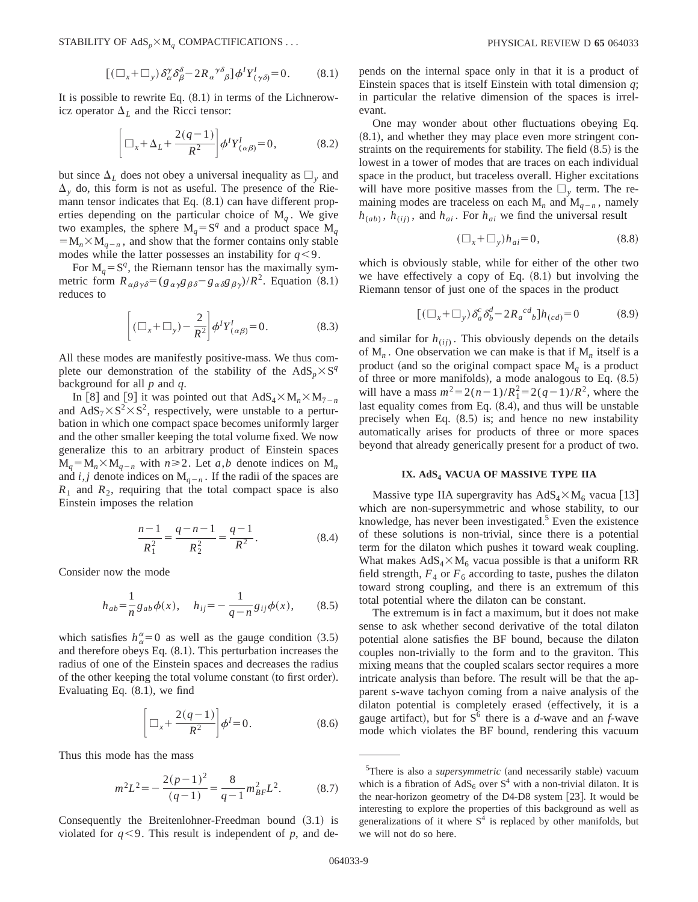$$[(\Box_x+\Box_y)\delta_\alpha^\gamma\delta_\beta^\delta-2R_\alpha{}^{\gamma\delta}{}_\beta]\phi^I Y^I_{(\gamma\delta)}=0. \tag{8.1}$$

It is possible to rewrite Eq. (8.1) in terms of the Lichnerowicz operator $\Delta_L$ and the Ricci tensor:

$$\left[\Box_x+\Delta_L+\frac{2(q-1)}{R^2}\right]\phi^I Y^I_{(\alpha\beta)}=0, \tag{8.2}$$

but since $\Delta_L$ does not obey a universal inequality as $\Box_y$ and $\Delta_y$ do, this form is not as useful. The presence of the Riemann tensor indicates that Eq. (8.1) can have different properties depending on the particular choice of $M_q$. We give two examples, the sphere $M_q=S^q$ and a product space $M_q=M_n\times M_{q-n}$, and show that the former contains only stable modes while the latter possesses an instability for $q<9$.

For $M_q=S^q$, the Riemann tensor has the maximally symmetric form $R_{\alpha\beta\gamma\delta}=(g_{\alpha\gamma}g_{\beta\delta}-g_{\alpha\delta}g_{\beta\gamma})/R^2$. Equation (8.1) reduces to

$$\left[(\Box_x+\Box_y)-\frac{2}{R^2}\right]\phi^I Y^I_{(\alpha\beta)}=0. \tag{8.3}$$

All these modes are manifestly positive-mass. We thus complete our demonstration of the stability of the $AdS_p\times S^q$ background for all $p$ and $q$.

In [8] and [9] it was pointed out that $AdS_4\times M_n\times M_{7-n}$ and $AdS_7\times S^2\times S^2$, respectively, were unstable to a perturbation in which one compact space becomes uniformly larger and the other smaller keeping the total volume fixed. We now generalize this to an arbitrary product of Einstein spaces $M_q=M_n\times M_{q-n}$ with $n\geqslant 2$. Let $a,b$ denote indices on $M_n$ and $i,j$ denote indices on $M_{q-n}$. If the radii of the spaces are $R_1$ and $R_2$, requiring that the total compact space is also Einstein imposes the relation

$$\frac{n-1}{R_1^2}=\frac{q-n-1}{R_2^2}=\frac{q-1}{R^2}. \tag{8.4}$$

Consider now the mode

$$h_{ab}=\frac{1}{n}g_{ab}\phi(x),\quad h_{ij}=-\frac{1}{q-n}g_{ij}\phi(x), \tag{8.5}$$

which satisfies $h^\alpha_\alpha=0$ as well as the gauge condition (3.5) and therefore obeys Eq. (8.1). This perturbation increases the radius of one of the Einstein spaces and decreases the radius of the other keeping the total volume constant (to first order). Evaluating Eq. (8.1), we find

$$\left[\Box_x+\frac{2(q-1)}{R^2}\right]\phi^I=0. \tag{8.6}$$

Thus this mode has the mass

$$m^2L^2=-\frac{2(p-1)^2}{(q-1)}=\frac{8}{q-1}m^2_{BF}L^2. \tag{8.7}$$

Consequently the Breitenlohner-Freedman bound (3.1) is violated for $q<9$. This result is independent of $p$, and depends on the internal space only in that it is a product of Einstein spaces that is itself Einstein with total dimension $q$; in particular the relative dimension of the spaces is irrelevant.

One may wonder about other fluctuations obeying Eq. (8.1), and whether they may place even more stringent constraints on the requirements for stability. The field (8.5) is the lowest in a tower of modes that are traces on each individual space in the product, but traceless overall. Higher excitations will have more positive masses from the $\Box_y$ term. The remaining modes are traceless on each $M_n$ and $M_{q-n}$, namely $h_{(ab)}$, $h_{(ij)}$, and $h_{ai}$. For $h_{ai}$ we find the universal result

$$(\Box_x+\Box_y)h_{ai}=0, \tag{8.8}$$

which is obviously stable, while for either of the other two we have effectively a copy of Eq. (8.1) but involving the Riemann tensor of just one of the spaces in the product

$$[(\Box_x+\Box_y)\delta_a^c\delta_b^d-2R_a{}^{cd}{}_b]h_{(cd)}=0 \tag{8.9}$$

and similar for $h_{(ij)}$. This obviously depends on the details of $M_n$. One observation we can make is that if $M_n$ itself is a product (and so the original compact space $M_q$ is a product of three or more manifolds), a mode analogous to Eq. (8.5) will have a mass $m^2=2(n-1)/R_1^2=2(q-1)/R^2$, where the last equality comes from Eq. (8.4), and thus will be unstable precisely when Eq. (8.5) is; and hence no new instability automatically arises for products of three or more spaces beyond that already generically present for a product of two.

## IX. $AdS_4$ VACUA OF MASSIVE TYPE IIA

Massive type IIA supergravity has $AdS_4\times M_6$ vacua [13] which are non-supersymmetric and whose stability, to our knowledge, has never been investigated.[5] Even the existence of these solutions is non-trivial, since there is a potential term for the dilaton which pushes it toward weak coupling. What makes $AdS_4\times M_6$ vacua possible is that a uniform RR field strength, $F_4$ or $F_6$ according to taste, pushes the dilaton toward strong coupling, and there is an extremum of this total potential where the dilaton can be constant.

The extremum is in fact a maximum, but it does not make sense to ask whether second derivative of the total dilaton potential alone satisfies the BF bound, because the dilaton couples non-trivially to the form and to the graviton. This mixing means that the coupled scalars sector requires a more intricate analysis than before. The result will be that the apparent *s*-wave tachyon coming from a naive analysis of the dilaton potential is completely erased (effectively, it is a gauge artifact), but for $S^6$ there is a *d*-wave and an *f*-wave mode which violates the BF bound, rendering this vacuum

[5] There is also a *supersymmetric* (and necessarily stable) vacuum which is a fibration of $AdS_6$ over $S^4$ with a non-trivial dilaton. It is the near-horizon geometry of the D4-D8 system [23]. It would be interesting to explore the properties of this background as well as generalizations of it where $S^4$ is replaced by other manifolds, but we will not do so here.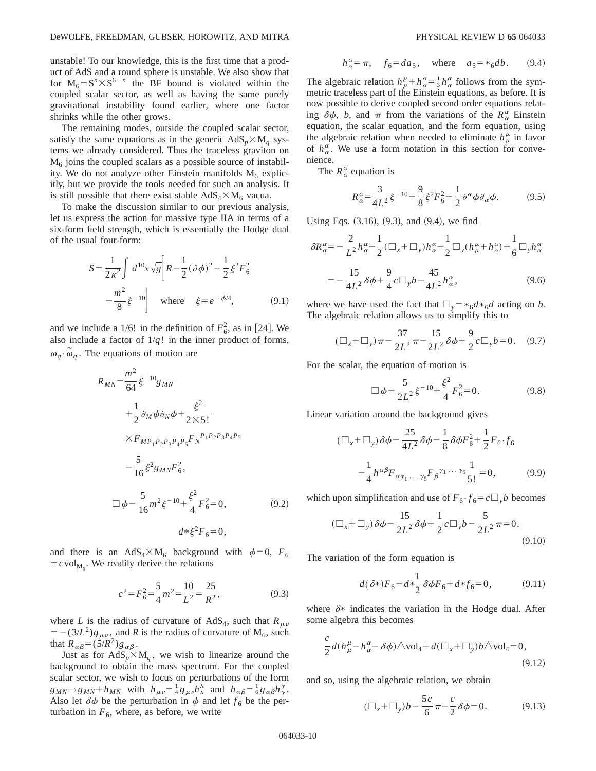unstable! To our knowledge, this is the first time that a product of AdS and a round sphere is unstable. We also show that for $M_6 = S^n \times S^{6-n}$ the BF bound is violated within the coupled scalar sector, as well as having the same purely gravitational instability found earlier, where one factor shrinks while the other grows.

The remaining modes, outside the coupled scalar sector, satisfy the same equations as in the generic $AdS_p \times M_q$ systems we already considered. Thus the traceless graviton on $M_6$ joins the coupled scalars as a possible source of instability. We do not analyze other Einstein manifolds $M_6$ explicitly, but we provide the tools needed for such an analysis. It is still possible that there exist stable $AdS_4 \times M_6$ vacua.

To make the discussion similar to our previous analysis, let us express the action for massive type IIA strictly in terms of a six-form field strength, which is essentially the Hodge dual of the usual four-form:

$$S = \frac{1}{2\kappa^2}\int d^{10}x\sqrt{g}\left[R - \frac{1}{2}(\partial\phi)^2 - \frac{1}{2}\xi^2 F_6^2 - \frac{m^2}{8}\xi^{-10}\right] \quad \text{where} \quad \xi = e^{-\phi/4}, \tag{9.1}$$

and we include a 1/6! in the definition of $F_6^2$, as in [24]. We also include a factor of $1/q!$ in the inner product of forms, $\omega_q \cdot \tilde{\omega}_q$. The equations of motion are

$$\begin{aligned}
R_{MN} &= \frac{m^2}{64}\xi^{-10}g_{MN} + \frac{1}{2}\partial_M\phi\partial_N\phi + \frac{\xi^2}{2\times 5!} \times F_{MP_1P_2P_3P_4P_5}F_N{}^{P_1P_2P_3P_4P_5} - \frac{5}{16}\xi^2 g_{MN}F_6^2,\\
\square\phi &- \frac{5}{16}m^2\xi^{-10} + \frac{\xi^2}{4}F_6^2 = 0,\\
&d{*}\xi^2 F_6 = 0,
\end{aligned} \tag{9.2}$$

and there is an $AdS_4 \times M_6$ background with $\phi = 0$, $F_6 = c\,\mathrm{vol}_{M_6}$. We readily derive the relations

$$c^2 = F_6^2 = \frac{5}{4}m^2 = \frac{10}{L^2} = \frac{25}{R^2}, \tag{9.3}$$

where $L$ is the radius of curvature of $AdS_4$, such that $R_{\mu\nu} = -(3/L^2)g_{\mu\nu}$, and $R$ is the radius of curvature of $M_6$, such that $R_{\alpha\beta} = (5/R^2)g_{\alpha\beta}$.

Just as for $AdS_p \times M_q$, we wish to linearize around the background to obtain the mass spectrum. For the coupled scalar sector, we wish to focus on perturbations of the form $g_{MN} \to g_{MN} + h_{MN}$ with $h_{\mu\nu} = \frac{1}{4}g_{\mu\nu}h^\lambda_\lambda$ and $h_{\alpha\beta} = \frac{1}{6}g_{\alpha\beta}h^\gamma_\gamma$. Also let $\delta\phi$ be the perturbation in $\phi$ and let $f_6$ be the perturbation in $F_6$, where, as before, we write

$$h^\alpha_\alpha = \pi, \quad f_6 = da_5, \quad \text{where} \quad a_5 = *_6 db. \tag{9.4}$$

The algebraic relation $h^\mu_\mu + h^\alpha_\alpha = \frac{1}{3}h^\alpha_\alpha$ follows from the symmetric traceless part of the Einstein equations, as before. It is now possible to derive coupled second order equations relating $\delta\phi$, $b$, and $\pi$ from the variations of the $R^\alpha_\alpha$ Einstein equation, the scalar equation, and the form equation, using the algebraic relation when needed to eliminate $h^\mu_\mu$ in favor of $h^\alpha_\alpha$. We use a form notation in this section for convenience.

The $R^\alpha_\alpha$ equation is

$$R^\alpha_\alpha = \frac{3}{4L^2}\xi^{-10} + \frac{9}{8}\xi^2 F_6^2 + \frac{1}{2}\partial^\alpha\phi\partial_\alpha\phi. \tag{9.5}$$

Using Eqs. (3.16), (9.3), and (9.4), we find

$$\begin{aligned}
\delta R^\alpha_\alpha &= -\frac{2}{L^2}h^\alpha_\alpha - \frac{1}{2}(\square_x + \square_y)h^\alpha_\alpha - \frac{1}{2}\square_y(h^\mu_\mu + h^\alpha_\alpha) + \frac{1}{6}\square_y h^\alpha_\alpha\\
&= -\frac{15}{4L^2}\delta\phi + \frac{9}{4}c\square_y b - \frac{45}{4L^2}h^\alpha_\alpha,
\end{aligned} \tag{9.6}$$

where we have used the fact that $\square_y = *_6 d *_6 d$ acting on $b$. The algebraic relation allows us to simplify this to

$$(\square_x + \square_y)\pi - \frac{37}{2L^2}\pi - \frac{15}{2L^2}\delta\phi + \frac{9}{2}c\square_y b = 0. \tag{9.7}$$

For the scalar, the equation of motion is

$$\square\phi - \frac{5}{2L^2}\xi^{-10} + \frac{\xi^2}{4}F_6^2 = 0. \tag{9.8}$$

Linear variation around the background gives

$$(\square_x + \square_y)\delta\phi - \frac{25}{4L^2}\delta\phi - \frac{1}{8}\delta\phi F_6^2 + \frac{1}{2}F_6\cdot f_6 - \frac{1}{4}h^{\alpha\beta}F_{\alpha\gamma_1\ldots\gamma_5}F_\beta{}^{\gamma_1\ldots\gamma_5}\frac{1}{5!} = 0, \tag{9.9}$$

which upon simplification and use of $F_6\cdot f_6 = c\square_y b$ becomes

$$(\square_x + \square_y)\delta\phi - \frac{15}{2L^2}\delta\phi + \frac{1}{2}c\square_y b - \frac{5}{2L^2}\pi = 0. \tag{9.10}$$

The variation of the form equation is

$$d(\delta *)F_6 - d*\frac{1}{2}\delta\phi F_6 + d*f_6 = 0, \tag{9.11}$$

where $\delta*$ indicates the variation in the Hodge dual. After some algebra this becomes

$$\frac{c}{2}d(h^\mu_\mu - h^\alpha_\alpha - \delta\phi)\wedge\mathrm{vol}_4 + d(\square_x + \square_y)b\wedge\mathrm{vol}_4 = 0, \tag{9.12}$$

and so, using the algebraic relation, we obtain

$$(\square_x + \square_y)b - \frac{5c}{6}\pi - \frac{c}{2}\delta\phi = 0. \tag{9.13}$$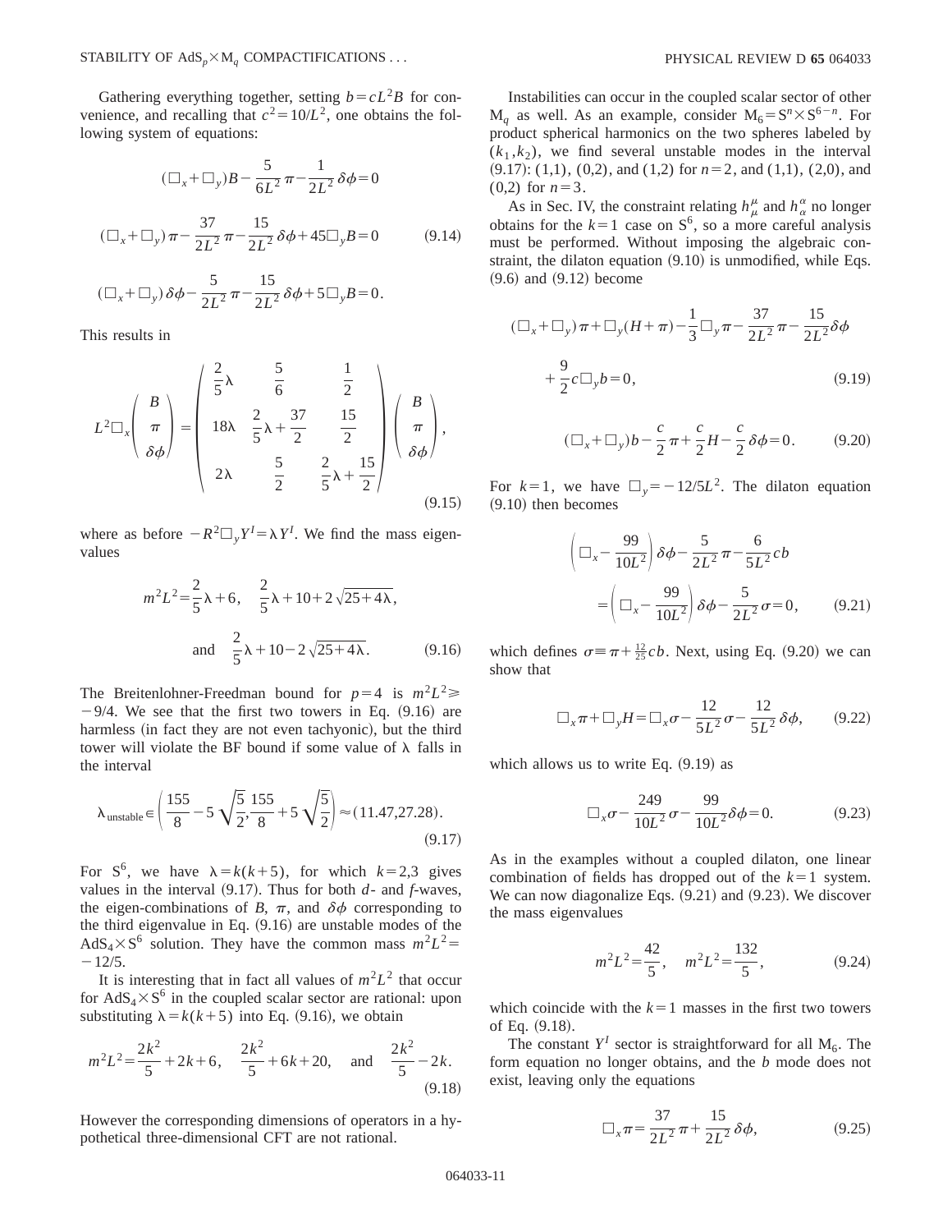Gathering everything together, setting $b=cL^2B$ for convenience, and recalling that $c^2=10/L^2$, one obtains the following system of equations:

$$
\begin{gathered}
(\Box_x+\Box_y)B-\frac{5}{6L^2}\pi-\frac{1}{2L^2}\delta\phi=0\\
(\Box_x+\Box_y)\pi-\frac{37}{2L^2}\pi-\frac{15}{2L^2}\delta\phi+45\Box_yB=0 \qquad (9.14)\\
(\Box_x+\Box_y)\delta\phi-\frac{5}{2L^2}\pi-\frac{15}{2L^2}\delta\phi+5\Box_yB=0.
\end{gathered}
$$

This results in

$$
L^2\Box_x\begin{pmatrix} B\\ \pi\\ \delta\phi\end{pmatrix}=\begin{pmatrix} \frac{2}{5}\lambda & \frac{5}{6} & \frac{1}{2}\\ 18\lambda & \frac{2}{5}\lambda+\frac{37}{2} & \frac{15}{2}\\ 2\lambda & \frac{5}{2} & \frac{2}{5}\lambda+\frac{15}{2}\end{pmatrix}\begin{pmatrix} B\\ \pi\\ \delta\phi\end{pmatrix}, \qquad (9.15)
$$

where as before $-R^2\Box_yY^I=\lambda Y^I$. We find the mass eigenvalues

$$
m^2L^2=\frac{2}{5}\lambda+6,\quad \frac{2}{5}\lambda+10+2\sqrt{25+4\lambda},\quad \text{and}\quad \frac{2}{5}\lambda+10-2\sqrt{25+4\lambda}. \qquad (9.16)
$$

The Breitenlohner-Freedman bound for $p=4$ is $m^2L^2\geqslant -9/4$. We see that the first two towers in Eq. (9.16) are harmless (in fact they are not even tachyonic), but the third tower will violate the BF bound if some value of $\lambda$ falls in the interval

$$
\lambda_{\text{unstable}}\in\left(\frac{155}{8}-5\sqrt{\frac{5}{2}},\frac{155}{8}+5\sqrt{\frac{5}{2}}\right)\approx(11.47,27.28). \qquad (9.17)
$$

For $S^6$, we have $\lambda=k(k+5)$, for which $k=2,3$ gives values in the interval (9.17). Thus for both $d$- and $f$-waves, the eigen-combinations of $B$, $\pi$, and $\delta\phi$ corresponding to the third eigenvalue in Eq. (9.16) are unstable modes of the $AdS_4\times S^6$ solution. They have the common mass $m^2L^2=-12/5$.

It is interesting that in fact all values of $m^2L^2$ that occur for $AdS_4\times S^6$ in the coupled scalar sector are rational: upon substituting $\lambda=k(k+5)$ into Eq. (9.16), we obtain

$$
m^2L^2=\frac{2k^2}{5}+2k+6,\quad \frac{2k^2}{5}+6k+20,\quad \text{and}\quad \frac{2k^2}{5}-2k. \qquad (9.18)
$$

However the corresponding dimensions of operators in a hypothetical three-dimensional CFT are not rational.

Instabilities can occur in the coupled scalar sector of other $M_q$ as well. As an example, consider $M_6=S^n\times S^{6-n}$. For product spherical harmonics on the two spheres labeled by $(k_1,k_2)$, we find several unstable modes in the interval (9.17): (1,1), (0,2), and (1,2) for $n=2$, and (1,1), (2,0), and (0,2) for $n=3$.

As in Sec. IV, the constraint relating $h^\mu_\mu$ and $h^\alpha_\alpha$ no longer obtains for the $k=1$ case on $S^6$, so a more careful analysis must be performed. Without imposing the algebraic constraint, the dilaton equation (9.10) is unmodified, while Eqs. (9.6) and (9.12) become

$$
(\Box_x+\Box_y)\pi+\Box_y(H+\pi)-\frac{1}{3}\Box_y\pi-\frac{37}{2L^2}\pi-\frac{15}{2L^2}\delta\phi+\frac{9}{2}c\Box_yb=0, \qquad (9.19)
$$

$$
(\Box_x+\Box_y)b-\frac{c}{2}\pi+\frac{c}{2}H-\frac{c}{2}\delta\phi=0. \qquad (9.20)
$$

For $k=1$, we have $\Box_y=-12/5L^2$. The dilaton equation (9.10) then becomes

$$
\begin{aligned}
&\left(\Box_x-\frac{99}{10L^2}\right)\delta\phi-\frac{5}{2L^2}\pi-\frac{6}{5L^2}cb\\
&\quad=\left(\Box_x-\frac{99}{10L^2}\right)\delta\phi-\frac{5}{2L^2}\sigma=0,
\end{aligned} \qquad (9.21)
$$

which defines $\sigma\equiv\pi+\frac{12}{25}cb$. Next, using Eq. (9.20) we can show that

$$
\Box_x\pi+\Box_yH=\Box_x\sigma-\frac{12}{5L^2}\sigma-\frac{12}{5L^2}\delta\phi, \qquad (9.22)
$$

which allows us to write Eq. (9.19) as

$$
\Box_x\sigma-\frac{249}{10L^2}\sigma-\frac{99}{10L^2}\delta\phi=0. \qquad (9.23)
$$

As in the examples without a coupled dilaton, one linear combination of fields has dropped out of the $k=1$ system. We can now diagonalize Eqs. (9.21) and (9.23). We discover the mass eigenvalues

$$
m^2L^2=\frac{42}{5},\quad m^2L^2=\frac{132}{5}, \qquad (9.24)
$$

which coincide with the $k=1$ masses in the first two towers of Eq. (9.18).

The constant $Y^I$ sector is straightforward for all $M_6$. The form equation no longer obtains, and the $b$ mode does not exist, leaving only the equations

$$
\Box_x\pi=\frac{37}{2L^2}\pi+\frac{15}{2L^2}\delta\phi, \qquad (9.25)
$$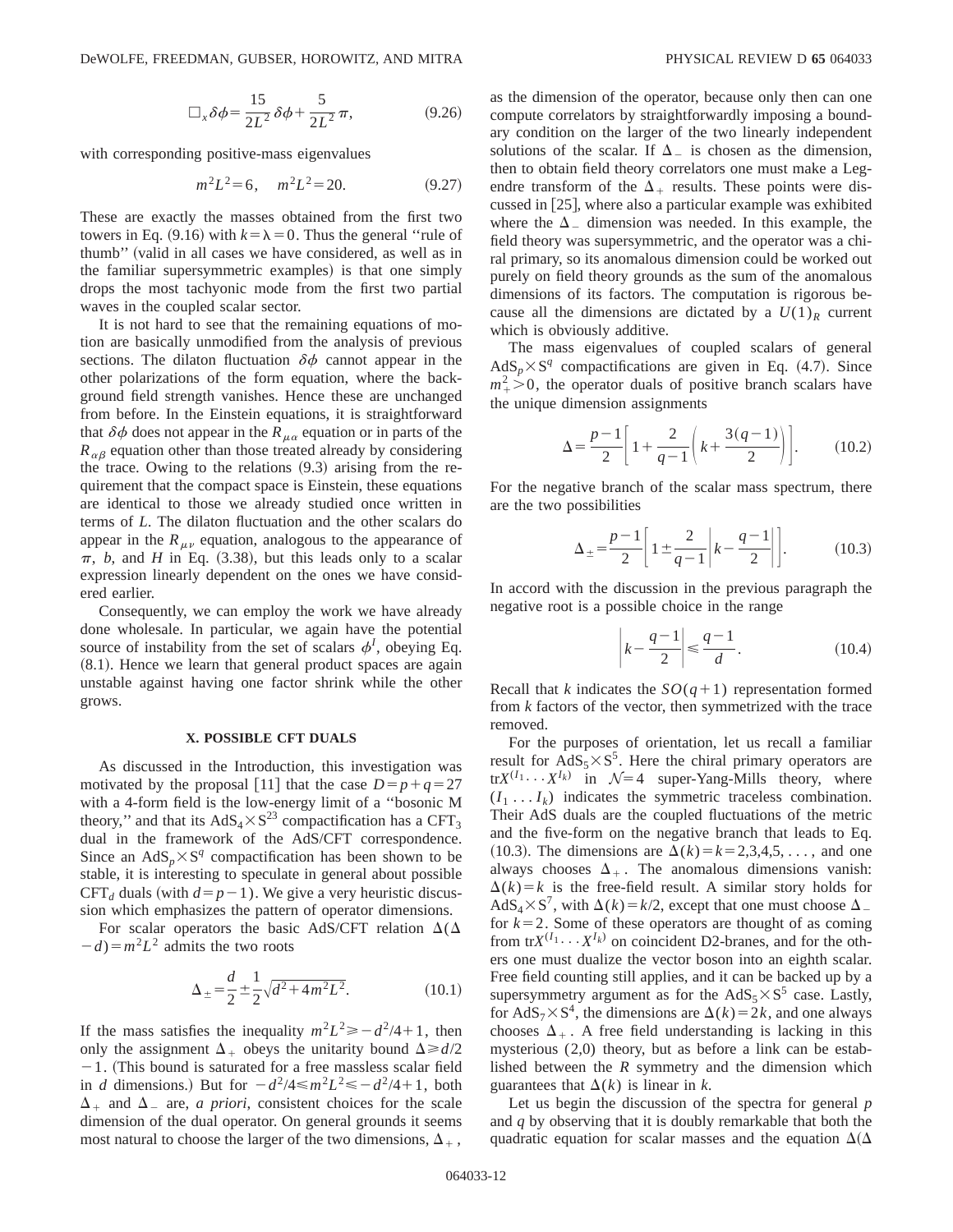$$\square_x \delta\phi = \frac{15}{2L^2}\delta\phi + \frac{5}{2L^2}\pi, \tag{9.26}$$

with corresponding positive-mass eigenvalues

$$m^2L^2 = 6, \quad m^2L^2 = 20. \tag{9.27}$$

These are exactly the masses obtained from the first two towers in Eq. (9.16) with $k=\lambda=0$. Thus the general "rule of thumb" (valid in all cases we have considered, as well as in the familiar supersymmetric examples) is that one simply drops the most tachyonic mode from the first two partial waves in the coupled scalar sector.

It is not hard to see that the remaining equations of motion are basically unmodified from the analysis of previous sections. The dilaton fluctuation $\delta\phi$ cannot appear in the other polarizations of the form equation, where the background field strength vanishes. Hence these are unchanged from before. In the Einstein equations, it is straightforward that $\delta\phi$ does not appear in the $R_{\mu\alpha}$ equation or in parts of the $R_{\alpha\beta}$ equation other than those treated already by considering the trace. Owing to the relations (9.3) arising from the requirement that the compact space is Einstein, these equations are identical to those we already studied once written in terms of $L$. The dilaton fluctuation and the other scalars do appear in the $R_{\mu\nu}$ equation, analogous to the appearance of $\pi$, $b$, and $H$ in Eq. (3.38), but this leads only to a scalar expression linearly dependent on the ones we have considered earlier.

Consequently, we can employ the work we have already done wholesale. In particular, we again have the potential source of instability from the set of scalars $\phi^I$, obeying Eq. (8.1). Hence we learn that general product spaces are again unstable against having one factor shrink while the other grows.

## X. POSSIBLE CFT DUALS

As discussed in the Introduction, this investigation was motivated by the proposal [11] that the case $D=p+q=27$ with a 4-form field is the low-energy limit of a "bosonic M theory," and that its $AdS_4\times S^{23}$ compactification has a $CFT_3$ dual in the framework of the AdS/CFT correspondence. Since an $AdS_p\times S^q$ compactification has been shown to be stable, it is interesting to speculate in general about possible $CFT_d$ duals (with $d=p-1$). We give a very heuristic discussion which emphasizes the pattern of operator dimensions.

For scalar operators the basic AdS/CFT relation $\Delta(\Delta-d)=m^2L^2$ admits the two roots

$$\Delta_\pm = \frac{d}{2} \pm \frac{1}{2}\sqrt{d^2+4m^2L^2}. \tag{10.1}$$

If the mass satisfies the inequality $m^2L^2 \geq -d^2/4+1$, then only the assignment $\Delta_+$ obeys the unitarity bound $\Delta \geq d/2-1$. (This bound is saturated for a free massless scalar field in $d$ dimensions.) But for $-d^2/4 \leq m^2L^2 \leq -d^2/4+1$, both $\Delta_+$ and $\Delta_-$ are, *a priori*, consistent choices for the scale dimension of the dual operator. On general grounds it seems most natural to choose the larger of the two dimensions, $\Delta_+$, as the dimension of the operator, because only then can one compute correlators by straightforwardly imposing a boundary condition on the larger of the two linearly independent solutions of the scalar. If $\Delta_-$ is chosen as the dimension, then to obtain field theory correlators one must make a Legendre transform of the $\Delta_+$ results. These points were discussed in [25], where also a particular example was exhibited where the $\Delta_-$ dimension was needed. In this example, the field theory was supersymmetric, and the operator was a chiral primary, so its anomalous dimension could be worked out purely on field theory grounds as the sum of the anomalous dimensions of its factors. The computation is rigorous because all the dimensions are dictated by a $U(1)_R$ current which is obviously additive.

The mass eigenvalues of coupled scalars of general $AdS_p\times S^q$ compactifications are given in Eq. (4.7). Since $m_+^2>0$, the operator duals of positive branch scalars have the unique dimension assignments

$$\Delta = \frac{p-1}{2}\left[1+\frac{2}{q-1}\left(k+\frac{3(q-1)}{2}\right)\right]. \tag{10.2}$$

For the negative branch of the scalar mass spectrum, there are the two possibilities

$$\Delta_\pm = \frac{p-1}{2}\left[1\pm\frac{2}{q-1}\left|k-\frac{q-1}{2}\right|\right]. \tag{10.3}$$

In accord with the discussion in the previous paragraph the negative root is a possible choice in the range

$$\left|k-\frac{q-1}{2}\right| \leq \frac{q-1}{d}. \tag{10.4}$$

Recall that $k$ indicates the $SO(q+1)$ representation formed from $k$ factors of the vector, then symmetrized with the trace removed.

For the purposes of orientation, let us recall a familiar result for $AdS_5\times S^5$. Here the chiral primary operators are $\mathrm{tr}X^{(I_1}\cdots X^{I_k)}$ in $\mathcal{N}=4$ super-Yang-Mills theory, where $(I_1\dots I_k)$ indicates the symmetric traceless combination. Their AdS duals are the coupled fluctuations of the metric and the five-form on the negative branch that leads to Eq. (10.3). The dimensions are $\Delta(k)=k=2,3,4,5,\dots$, and one always chooses $\Delta_+$. The anomalous dimensions vanish: $\Delta(k)=k$ is the free-field result. A similar story holds for $AdS_4\times S^7$, with $\Delta(k)=k/2$, except that one must choose $\Delta_-$ for $k=2$. Some of these operators are thought of as coming from $\mathrm{tr}X^{(I_1}\cdots X^{I_k)}$ on coincident D2-branes, and for the others one must dualize the vector boson into an eighth scalar. Free field counting still applies, and it can be backed up by a supersymmetry argument as for the $AdS_5\times S^5$ case. Lastly, for $AdS_7\times S^4$, the dimensions are $\Delta(k)=2k$, and one always chooses $\Delta_+$. A free field understanding is lacking in this mysterious (2,0) theory, but as before a link can be established between the $R$ symmetry and the dimension which guarantees that $\Delta(k)$ is linear in $k$.

Let us begin the discussion of the spectra for general $p$ and $q$ by observing that it is doubly remarkable that both the quadratic equation for scalar masses and the equation $\Delta(\Delta$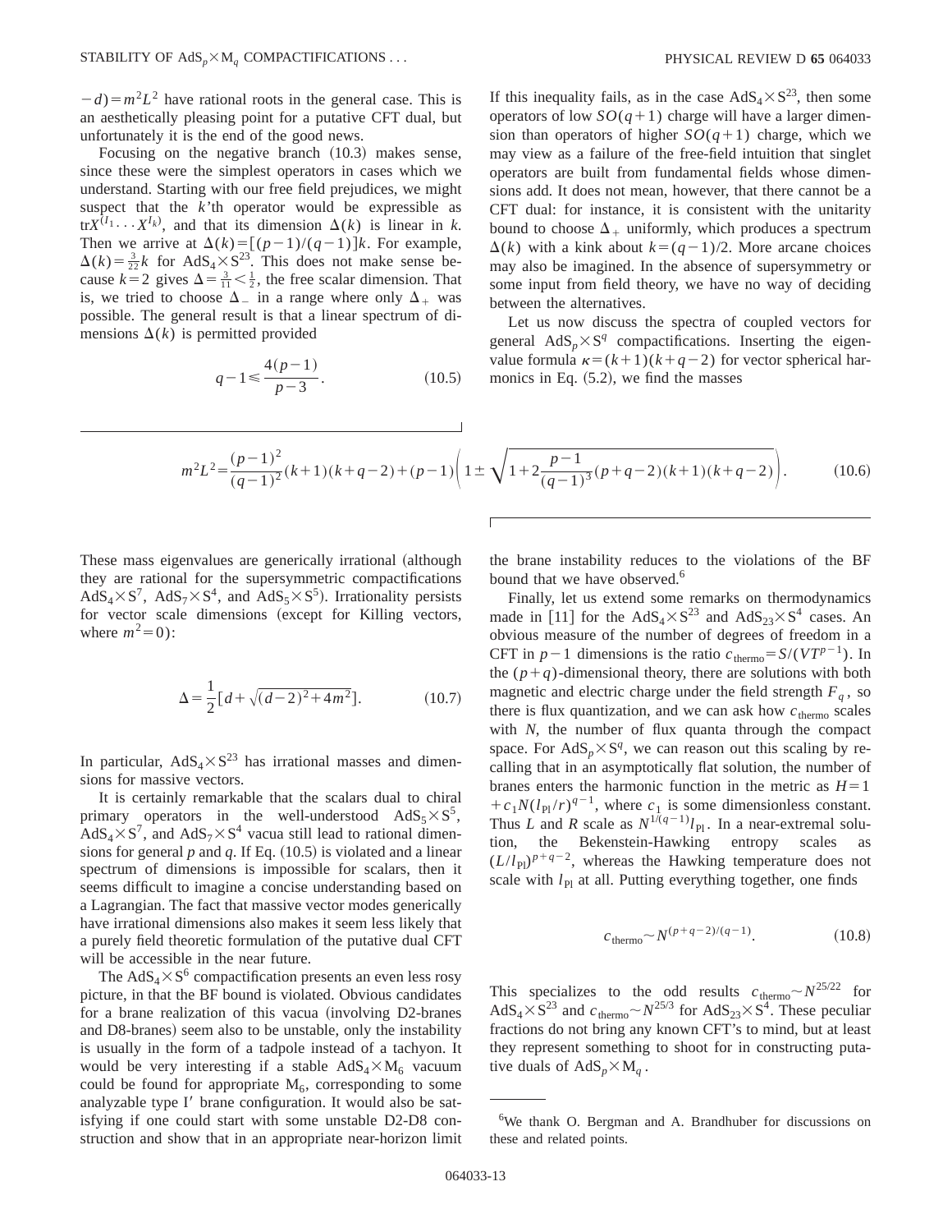$-d)=m^2L^2$ have rational roots in the general case. This is an aesthetically pleasing point for a putative CFT dual, but unfortunately it is the end of the good news.

Focusing on the negative branch (10.3) makes sense, since these were the simplest operators in cases which we understand. Starting with our free field prejudices, we might suspect that the $k$'th operator would be expressible as $\mathrm{tr}X^{(I_1}\cdots X^{I_k)}$, and that its dimension $\Delta(k)$ is linear in $k$. Then we arrive at $\Delta(k)=[(p-1)/(q-1)]k$. For example, $\Delta(k)=\frac{3}{22}k$ for $AdS_4\times S^{23}$. This does not make sense because $k=2$ gives $\Delta=\frac{3}{11}<\frac{1}{2}$, the free scalar dimension. That is, we tried to choose $\Delta_-$ in a range where only $\Delta_+$ was possible. The general result is that a linear spectrum of dimensions $\Delta(k)$ is permitted provided

$$q-1\leqslant\frac{4(p-1)}{p-3}. \tag{10.5}$$

If this inequality fails, as in the case $AdS_4\times S^{23}$, then some operators of low $SO(q+1)$ charge will have a larger dimension than operators of higher $SO(q+1)$ charge, which we may view as a failure of the free-field intuition that singlet operators are built from fundamental fields whose dimensions add. It does not mean, however, that there cannot be a CFT dual: for instance, it is consistent with the unitarity bound to choose $\Delta_+$ uniformly, which produces a spectrum $\Delta(k)$ with a kink about $k=(q-1)/2$. More arcane choices may also be imagined. In the absence of supersymmetry or some input from field theory, we have no way of deciding between the alternatives.

Let us now discuss the spectra of coupled vectors for general $AdS_p\times S^q$ compactifications. Inserting the eigenvalue formula $\kappa=(k+1)(k+q-2)$ for vector spherical harmonics in Eq. (5.2), we find the masses

$$m^2L^2=\frac{(p-1)^2}{(q-1)^2}(k+1)(k+q-2)+(p-1)\left(1\pm\sqrt{1+2\frac{p-1}{(q-1)^3}(p+q-2)(k+1)(k+q-2)}\right). \tag{10.6}$$

These mass eigenvalues are generically irrational (although they are rational for the supersymmetric compactifications $AdS_4\times S^7$, $AdS_7\times S^4$, and $AdS_5\times S^5$). Irrationality persists for vector scale dimensions (except for Killing vectors, where $m^2=0$):

$$\Delta=\frac{1}{2}\left[d+\sqrt{(d-2)^2+4m^2}\right]. \tag{10.7}$$

In particular, $AdS_4\times S^{23}$ has irrational masses and dimensions for massive vectors.

It is certainly remarkable that the scalars dual to chiral primary operators in the well-understood $AdS_5\times S^5$, $AdS_4\times S^7$, and $AdS_7\times S^4$ vacua still lead to rational dimensions for general $p$ and $q$. If Eq. (10.5) is violated and a linear spectrum of dimensions is impossible for scalars, then it seems difficult to imagine a concise understanding based on a Lagrangian. The fact that massive vector modes generically have irrational dimensions also makes it seem less likely that a purely field theoretic formulation of the putative dual CFT will be accessible in the near future.

The $AdS_4\times S^6$ compactification presents an even less rosy picture, in that the BF bound is violated. Obvious candidates for a brane realization of this vacua (involving D2-branes and D8-branes) seem also to be unstable, only the instability is usually in the form of a tadpole instead of a tachyon. It would be very interesting if a stable $AdS_4\times M_6$ vacuum could be found for appropriate $M_6$, corresponding to some analyzable type I′ brane configuration. It would also be satisfying if one could start with some unstable D2-D8 construction and show that in an appropriate near-horizon limit the brane instability reduces to the violations of the BF bound that we have observed.[6]

Finally, let us extend some remarks on thermodynamics made in [11] for the $AdS_4\times S^{23}$ and $AdS_{23}\times S^4$ cases. An obvious measure of the number of degrees of freedom in a CFT in $p-1$ dimensions is the ratio $c_{\text{thermo}}=S/(VT^{p-1})$. In the $(p+q)$-dimensional theory, there are solutions with both magnetic and electric charge under the field strength $F_q$, so there is flux quantization, and we can ask how $c_{\text{thermo}}$ scales with $N$, the number of flux quanta through the compact space. For $AdS_p\times S^q$, we can reason out this scaling by recalling that in an asymptotically flat solution, the number of branes enters the harmonic function in the metric as $H=1+c_1N(l_{\text{Pl}}/r)^{q-1}$, where $c_1$ is some dimensionless constant. Thus $L$ and $R$ scale as $N^{1/(q-1)}l_{\text{Pl}}$. In a near-extremal solution, the Bekenstein-Hawking entropy scales as $(L/l_{\text{Pl}})^{p+q-2}$, whereas the Hawking temperature does not scale with $l_{\text{Pl}}$ at all. Putting everything together, one finds

$$c_{\text{thermo}}\sim N^{(p+q-2)/(q-1)}. \tag{10.8}$$

This specializes to the odd results $c_{\text{thermo}}\sim N^{25/22}$ for $AdS_4\times S^{23}$ and $c_{\text{thermo}}\sim N^{25/3}$ for $AdS_{23}\times S^4$. These peculiar fractions do not bring any known CFT's to mind, but at least they represent something to shoot for in constructing putative duals of $AdS_p\times M_q$.

---

[6]We thank O. Bergman and A. Brandhuber for discussions on these and related points.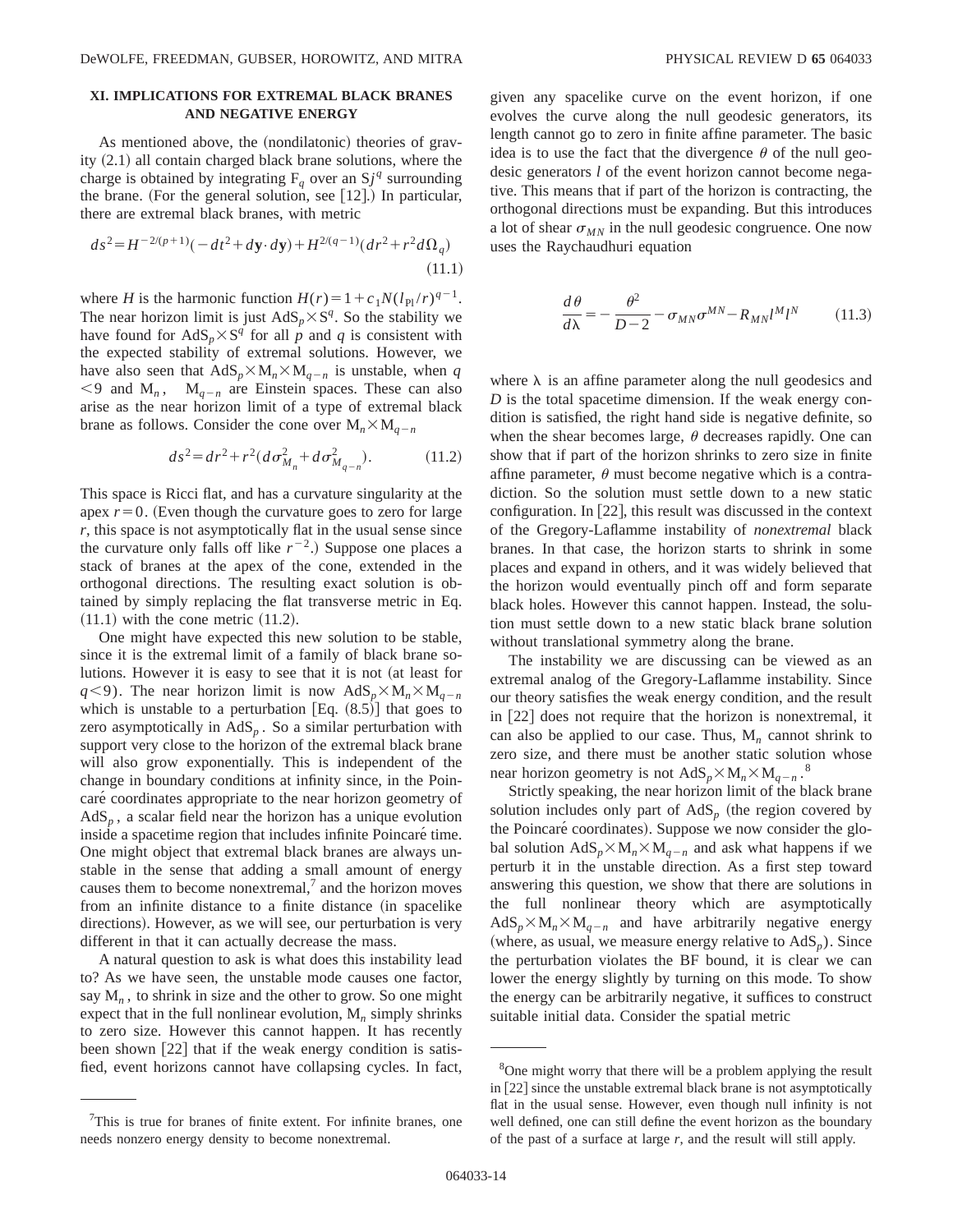## XI. IMPLICATIONS FOR EXTREMAL BLACK BRANES AND NEGATIVE ENERGY

As mentioned above, the (nondilatonic) theories of gravity (2.1) all contain charged black brane solutions, where the charge is obtained by integrating $F_q$ over an $Sj^q$ surrounding the brane. (For the general solution, see [12].) In particular, there are extremal black branes, with metric

$$ds^2 = H^{-2/(p+1)}(-dt^2 + d\mathbf{y}\cdot d\mathbf{y}) + H^{2/(q-1)}(dr^2 + r^2 d\Omega_q) \tag{11.1}$$

where $H$ is the harmonic function $H(r) = 1 + c_1 N(l_{\rm Pl}/r)^{q-1}$. The near horizon limit is just $\mathrm{AdS}_p \times S^q$. So the stability we have found for $\mathrm{AdS}_p \times S^q$ for all $p$ and $q$ is consistent with the expected stability of extremal solutions. However, we have also seen that $\mathrm{AdS}_p \times M_n \times M_{q-n}$ is unstable, when $q < 9$ and $M_n$, $M_{q-n}$ are Einstein spaces. These can also arise as the near horizon limit of a type of extremal black brane as follows. Consider the cone over $M_n \times M_{q-n}$

$$ds^2 = dr^2 + r^2(d\sigma^2_{M_n} + d\sigma^2_{M_{q-n}}). \tag{11.2}$$

This space is Ricci flat, and has a curvature singularity at the apex $r=0$. (Even though the curvature goes to zero for large $r$, this space is not asymptotically flat in the usual sense since the curvature only falls off like $r^{-2}$.) Suppose one places a stack of branes at the apex of the cone, extended in the orthogonal directions. The resulting exact solution is obtained by simply replacing the flat transverse metric in Eq. (11.1) with the cone metric (11.2).

One might have expected this new solution to be stable, since it is the extremal limit of a family of black brane solutions. However it is easy to see that it is not (at least for $q<9$). The near horizon limit is now $\mathrm{AdS}_p \times M_n \times M_{q-n}$ which is unstable to a perturbation [Eq. (8.5)] that goes to zero asymptotically in $\mathrm{AdS}_p$. So a similar perturbation with support very close to the horizon of the extremal black brane will also grow exponentially. This is independent of the change in boundary conditions at infinity since, in the Poincaré coordinates appropriate to the near horizon geometry of $\mathrm{AdS}_p$, a scalar field near the horizon has a unique evolution inside a spacetime region that includes infinite Poincaré time. One might object that extremal black branes are always unstable in the sense that adding a small amount of energy causes them to become nonextremal,[7] and the horizon moves from an infinite distance to a finite distance (in spacelike directions). However, as we will see, our perturbation is very different in that it can actually decrease the mass.

A natural question to ask is what does this instability lead to? As we have seen, the unstable mode causes one factor, say $M_n$, to shrink in size and the other to grow. So one might expect that in the full nonlinear evolution, $M_n$ simply shrinks to zero size. However this cannot happen. It has recently been shown [22] that if the weak energy condition is satisfied, event horizons cannot have collapsing cycles. In fact, given any spacelike curve on the event horizon, if one evolves the curve along the null geodesic generators, its length cannot go to zero in finite affine parameter. The basic idea is to use the fact that the divergence $\theta$ of the null geodesic generators $l$ of the event horizon cannot become negative. This means that if part of the horizon is contracting, the orthogonal directions must be expanding. But this introduces a lot of shear $\sigma_{MN}$ in the null geodesic congruence. One now uses the Raychaudhuri equation

$$\frac{d\theta}{d\lambda} = -\frac{\theta^2}{D-2} - \sigma_{MN}\sigma^{MN} - R_{MN}l^M l^N \tag{11.3}$$

where $\lambda$ is an affine parameter along the null geodesics and $D$ is the total spacetime dimension. If the weak energy condition is satisfied, the right hand side is negative definite, so when the shear becomes large, $\theta$ decreases rapidly. One can show that if part of the horizon shrinks to zero size in finite affine parameter, $\theta$ must become negative which is a contradiction. So the solution must settle down to a new static configuration. In [22], this result was discussed in the context of the Gregory-Laflamme instability of *nonextremal* black branes. In that case, the horizon starts to shrink in some places and expand in others, and it was widely believed that the horizon would eventually pinch off and form separate black holes. However this cannot happen. Instead, the solution must settle down to a new static black brane solution without translational symmetry along the brane.

The instability we are discussing can be viewed as an extremal analog of the Gregory-Laflamme instability. Since our theory satisfies the weak energy condition, and the result in [22] does not require that the horizon is nonextremal, it can also be applied to our case. Thus, $M_n$ cannot shrink to zero size, and there must be another static solution whose near horizon geometry is not $\mathrm{AdS}_p \times M_n \times M_{q-n}$.[8]

Strictly speaking, the near horizon limit of the black brane solution includes only part of $\mathrm{AdS}_p$ (the region covered by the Poincaré coordinates). Suppose we now consider the global solution $\mathrm{AdS}_p \times M_n \times M_{q-n}$ and ask what happens if we perturb it in the unstable direction. As a first step toward answering this question, we show that there are solutions in the full nonlinear theory which are asymptotically $\mathrm{AdS}_p \times M_n \times M_{q-n}$ and have arbitrarily negative energy (where, as usual, we measure energy relative to $\mathrm{AdS}_p$). Since the perturbation violates the BF bound, it is clear we can lower the energy slightly by turning on this mode. To show the energy can be arbitrarily negative, it suffices to construct suitable initial data. Consider the spatial metric

---

[7] This is true for branes of finite extent. For infinite branes, one needs nonzero energy density to become nonextremal.

[8] One might worry that there will be a problem applying the result in [22] since the unstable extremal black brane is not asymptotically flat in the usual sense. However, even though null infinity is not well defined, one can still define the event horizon as the boundary of the past of a surface at large $r$, and the result will still apply.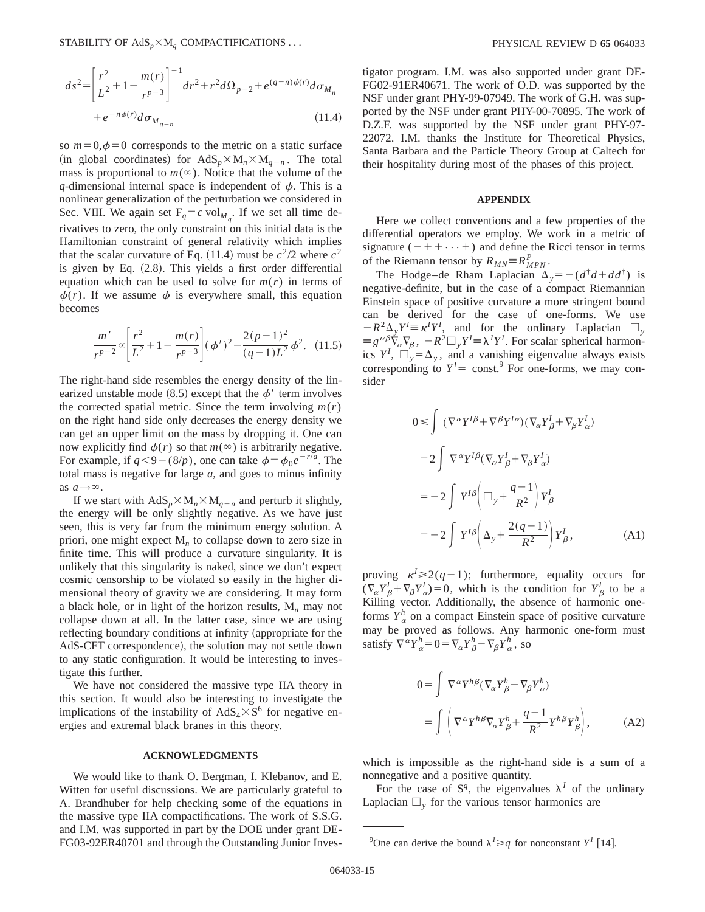$$
ds^2 = \left[ \frac{r^2}{L^2} + 1 - \frac{m(r)}{r^{p-3}} \right]^{-1} dr^2 + r^2 d\Omega_{p-2} + e^{(q-n)\phi(r)} d\sigma_{M_n} + e^{-n\phi(r)} d\sigma_{M_{q-n}} \tag{11.4}
$$

so $m=0, \phi=0$ corresponds to the metric on a static surface (in global coordinates) for $\mathrm{AdS}_p \times \mathrm{M}_n \times \mathrm{M}_{q-n}$. The total mass is proportional to $m(\infty)$. Notice that the volume of the $q$-dimensional internal space is independent of $\phi$. This is a nonlinear generalization of the perturbation we considered in Sec. VIII. We again set $\mathrm{F}_q = c\,\mathrm{vol}_{M_q}$. If we set all time derivatives to zero, the only constraint on this initial data is the Hamiltonian constraint of general relativity which implies that the scalar curvature of Eq. (11.4) must be $c^2/2$ where $c^2$ is given by Eq. (2.8). This yields a first order differential equation which can be used to solve for $m(r)$ in terms of $\phi(r)$. If we assume $\phi$ is everywhere small, this equation becomes

$$
\frac{m'}{r^{p-2}} \propto \left[ \frac{r^2}{L^2} + 1 - \frac{m(r)}{r^{p-3}} \right] (\phi')^2 - \frac{2(p-1)^2}{(q-1)L^2} \phi^2. \tag{11.5}
$$

The right-hand side resembles the energy density of the linearized unstable mode (8.5) except that the $\phi'$ term involves the corrected spatial metric. Since the term involving $m(r)$ on the right hand side only decreases the energy density we can get an upper limit on the mass by dropping it. One can now explicitly find $\phi(r)$ so that $m(\infty)$ is arbitrarily negative. For example, if $q < 9 - (8/p)$, one can take $\phi = \phi_0 e^{-r/a}$. The total mass is negative for large $a$, and goes to minus infinity as $a \to \infty$.

If we start with $\mathrm{AdS}_p \times \mathrm{M}_n \times \mathrm{M}_{q-n}$ and perturb it slightly, the energy will be only slightly negative. As we have just seen, this is very far from the minimum energy solution. A priori, one might expect $\mathrm{M}_n$ to collapse down to zero size in finite time. This will produce a curvature singularity. It is unlikely that this singularity is naked, since we don't expect cosmic censorship to be violated so easily in the higher dimensional theory of gravity we are considering. It may form a black hole, or in light of the horizon results, $\mathrm{M}_n$ may not collapse down at all. In the latter case, since we are using reflecting boundary conditions at infinity (appropriate for the AdS-CFT correspondence), the solution may not settle down to any static configuration. It would be interesting to investigate this further.

We have not considered the massive type IIA theory in this section. It would also be interesting to investigate the implications of the instability of $\mathrm{AdS}_4 \times \mathrm{S}^6$ for negative energies and extremal black branes in this theory.

## ACKNOWLEDGMENTS

We would like to thank O. Bergman, I. Klebanov, and E. Witten for useful discussions. We are particularly grateful to A. Brandhuber for help checking some of the equations in the massive type IIA compactifications. The work of S.S.G. and I.M. was supported in part by the DOE under grant DE-FG03-92ER40701 and through the Outstanding Junior Investigator program. I.M. was also supported under grant DE-FG02-91ER40671. The work of O.D. was supported by the NSF under grant PHY-99-07949. The work of G.H. was supported by the NSF under grant PHY-00-70895. The work of D.Z.F. was supported by the NSF under grant PHY-97-22072. I.M. thanks the Institute for Theoretical Physics, Santa Barbara and the Particle Theory Group at Caltech for their hospitality during most of the phases of this project.

## APPENDIX

Here we collect conventions and a few properties of the differential operators we employ. We work in a metric of signature $(-++\cdots+)$ and define the Ricci tensor in terms of the Riemann tensor by $R_{MN} \equiv R^P_{MPN}$.

The Hodge–de Rham Laplacian $\Delta_y = -(d^\dagger d + dd^\dagger)$ is negative-definite, but in the case of a compact Riemannian Einstein space of positive curvature a more stringent bound can be derived for the case of one-forms. We use $-R^2 \Delta_y Y^I \equiv \kappa^I Y^I$, and for the ordinary Laplacian $\Box_y \equiv g^{\alpha\beta} \nabla_\alpha \nabla_\beta$, $-R^2 \Box_y Y^I \equiv \lambda^I Y^I$. For scalar spherical harmonics $Y^I$, $\Box_y = \Delta_y$, and a vanishing eigenvalue always exists corresponding to $Y^I =$ const.[9] For one-forms, we may consider

$$
\begin{aligned}
0 &\leq \int (\nabla^\alpha Y^{I\beta} + \nabla^\beta Y^{I\alpha})(\nabla_\alpha Y^I_\beta + \nabla_\beta Y^I_\alpha) \\
&= 2 \int \nabla^\alpha Y^{I\beta} (\nabla_\alpha Y^I_\beta + \nabla_\beta Y^I_\alpha) \\
&= -2 \int Y^{I\beta} \left( \Box_y + \frac{q-1}{R^2} \right) Y^I_\beta \\
&= -2 \int Y^{I\beta} \left( \Delta_y + \frac{2(q-1)}{R^2} \right) Y^I_\beta,
\end{aligned} \tag{A1}
$$

proving $\kappa^I \geq 2(q-1)$; furthermore, equality occurs for $(\nabla_\alpha Y^I_\beta + \nabla_\beta Y^I_\alpha) = 0$, which is the condition for $Y^I_\beta$ to be a Killing vector. Additionally, the absence of harmonic one-forms $Y^h_\alpha$ on a compact Einstein space of positive curvature may be proved as follows. Any harmonic one-form must satisfy $\nabla^\alpha Y^h_\alpha = 0 = \nabla_\alpha Y^h_\beta - \nabla_\beta Y^h_\alpha$, so

$$
\begin{aligned}
0 &= \int \nabla^\alpha Y^{h\beta} (\nabla_\alpha Y^h_\beta - \nabla_\beta Y^h_\alpha) \\
&= \int \left( \nabla^\alpha Y^{h\beta} \nabla_\alpha Y^h_\beta + \frac{q-1}{R^2} Y^{h\beta} Y^h_\beta \right),
\end{aligned} \tag{A2}
$$

which is impossible as the right-hand side is a sum of a nonnegative and a positive quantity.

For the case of $\mathrm{S}^q$, the eigenvalues $\lambda^I$ of the ordinary Laplacian $\Box_y$ for the various tensor harmonics are

---

[9] One can derive the bound $\lambda^I \geq q$ for nonconstant $Y^I$ [14].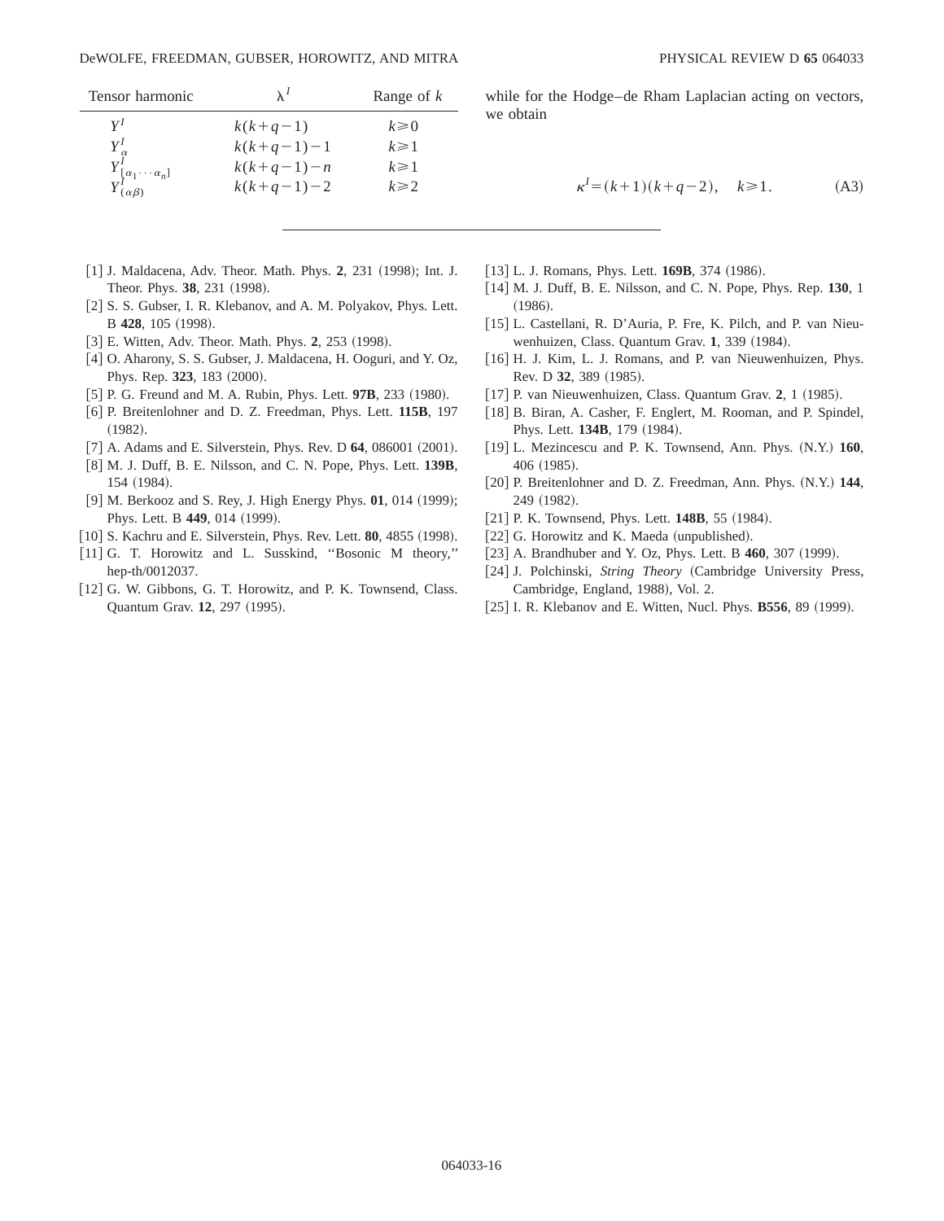| Tensor harmonic | $\lambda^I$ | Range of $k$ |
| --- | --- | --- |
| $Y^I$ | $k(k+q-1)$ | $k\geqslant 0$ |
| $Y^I_\alpha$ | $k(k+q-1)-1$ | $k\geqslant 1$ |
| $Y^I_{[\alpha_1\cdots\alpha_n]}$ | $k(k+q-1)-n$ | $k\geqslant 1$ |
| $Y^I_{(\alpha\beta)}$ | $k(k+q-1)-2$ | $k\geqslant 2$ |

while for the Hodge–de Rham Laplacian acting on vectors, we obtain

$$\kappa^I=(k+1)(k+q-2), \quad k\geqslant 1. \tag{A3}$$

---

[1] J. Maldacena, Adv. Theor. Math. Phys. **2**, 231 (1998); Int. J. Theor. Phys. **38**, 231 (1998).

[2] S. S. Gubser, I. R. Klebanov, and A. M. Polyakov, Phys. Lett. B **428**, 105 (1998).

[3] E. Witten, Adv. Theor. Math. Phys. **2**, 253 (1998).

[4] O. Aharony, S. S. Gubser, J. Maldacena, H. Ooguri, and Y. Oz, Phys. Rep. **323**, 183 (2000).

[5] P. G. Freund and M. A. Rubin, Phys. Lett. **97B**, 233 (1980).

[6] P. Breitenlohner and D. Z. Freedman, Phys. Lett. **115B**, 197 (1982).

[7] A. Adams and E. Silverstein, Phys. Rev. D **64**, 086001 (2001).

[8] M. J. Duff, B. E. Nilsson, and C. N. Pope, Phys. Lett. **139B**, 154 (1984).

[9] M. Berkooz and S. Rey, J. High Energy Phys. **01**, 014 (1999); Phys. Lett. B **449**, 014 (1999).

[10] S. Kachru and E. Silverstein, Phys. Rev. Lett. **80**, 4855 (1998).

[11] G. T. Horowitz and L. Susskind, "Bosonic M theory," hep-th/0012037.

[12] G. W. Gibbons, G. T. Horowitz, and P. K. Townsend, Class. Quantum Grav. **12**, 297 (1995).

[13] L. J. Romans, Phys. Lett. **169B**, 374 (1986).

[14] M. J. Duff, B. E. Nilsson, and C. N. Pope, Phys. Rep. **130**, 1 (1986).

[15] L. Castellani, R. D'Auria, P. Fre, K. Pilch, and P. van Nieuwenhuizen, Class. Quantum Grav. **1**, 339 (1984).

[16] H. J. Kim, L. J. Romans, and P. van Nieuwenhuizen, Phys. Rev. D **32**, 389 (1985).

[17] P. van Nieuwenhuizen, Class. Quantum Grav. **2**, 1 (1985).

[18] B. Biran, A. Casher, F. Englert, M. Rooman, and P. Spindel, Phys. Lett. **134B**, 179 (1984).

[19] L. Mezincescu and P. K. Townsend, Ann. Phys. (N.Y.) **160**, 406 (1985).

[20] P. Breitenlohner and D. Z. Freedman, Ann. Phys. (N.Y.) **144**, 249 (1982).

[21] P. K. Townsend, Phys. Lett. **148B**, 55 (1984).

[22] G. Horowitz and K. Maeda (unpublished).

[23] A. Brandhuber and Y. Oz, Phys. Lett. B **460**, 307 (1999).

[24] J. Polchinski, *String Theory* (Cambridge University Press, Cambridge, England, 1988), Vol. 2.

[25] I. R. Klebanov and E. Witten, Nucl. Phys. **B556**, 89 (1999).